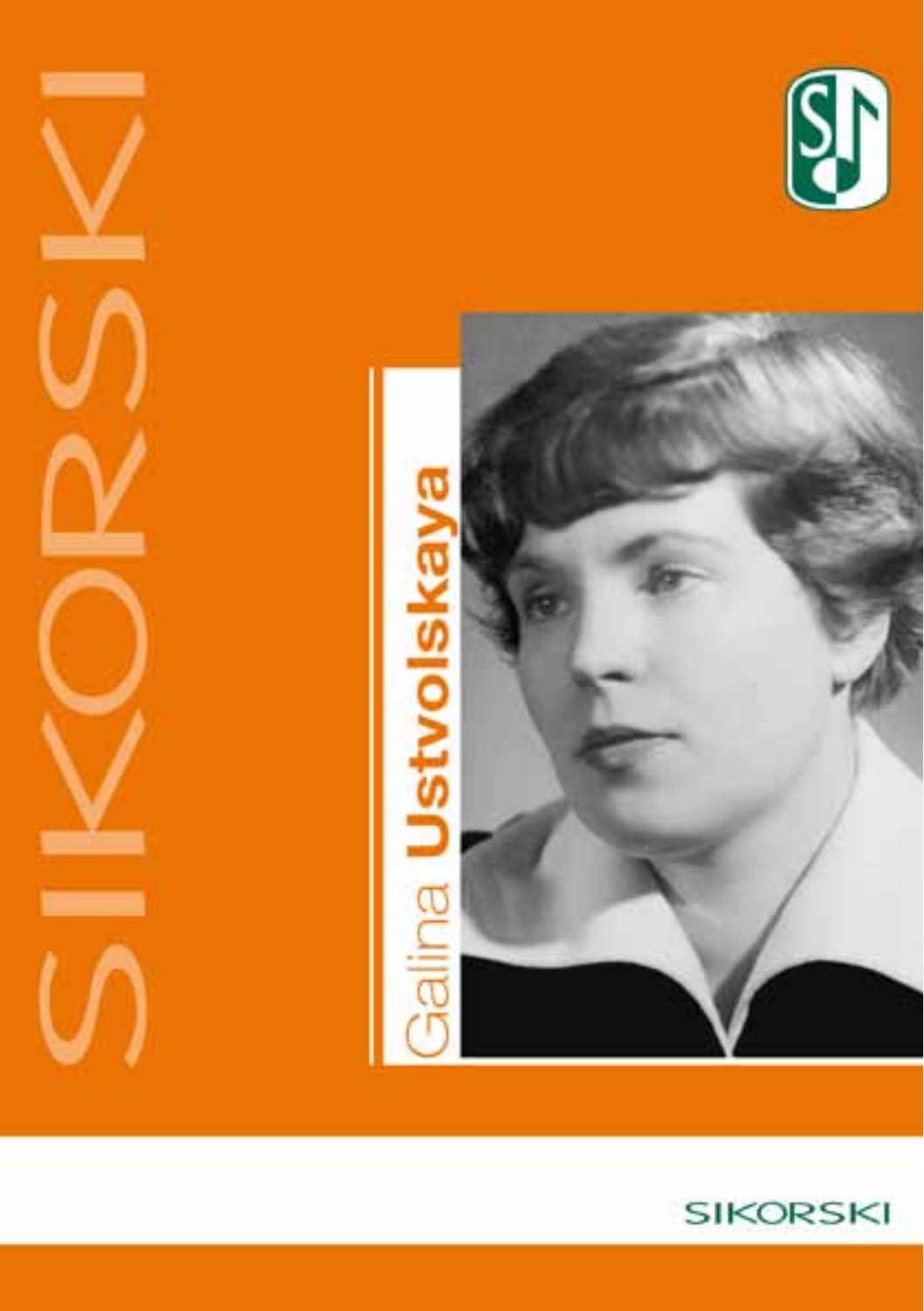# Galina **Ustvolskaya**

SIKORSKI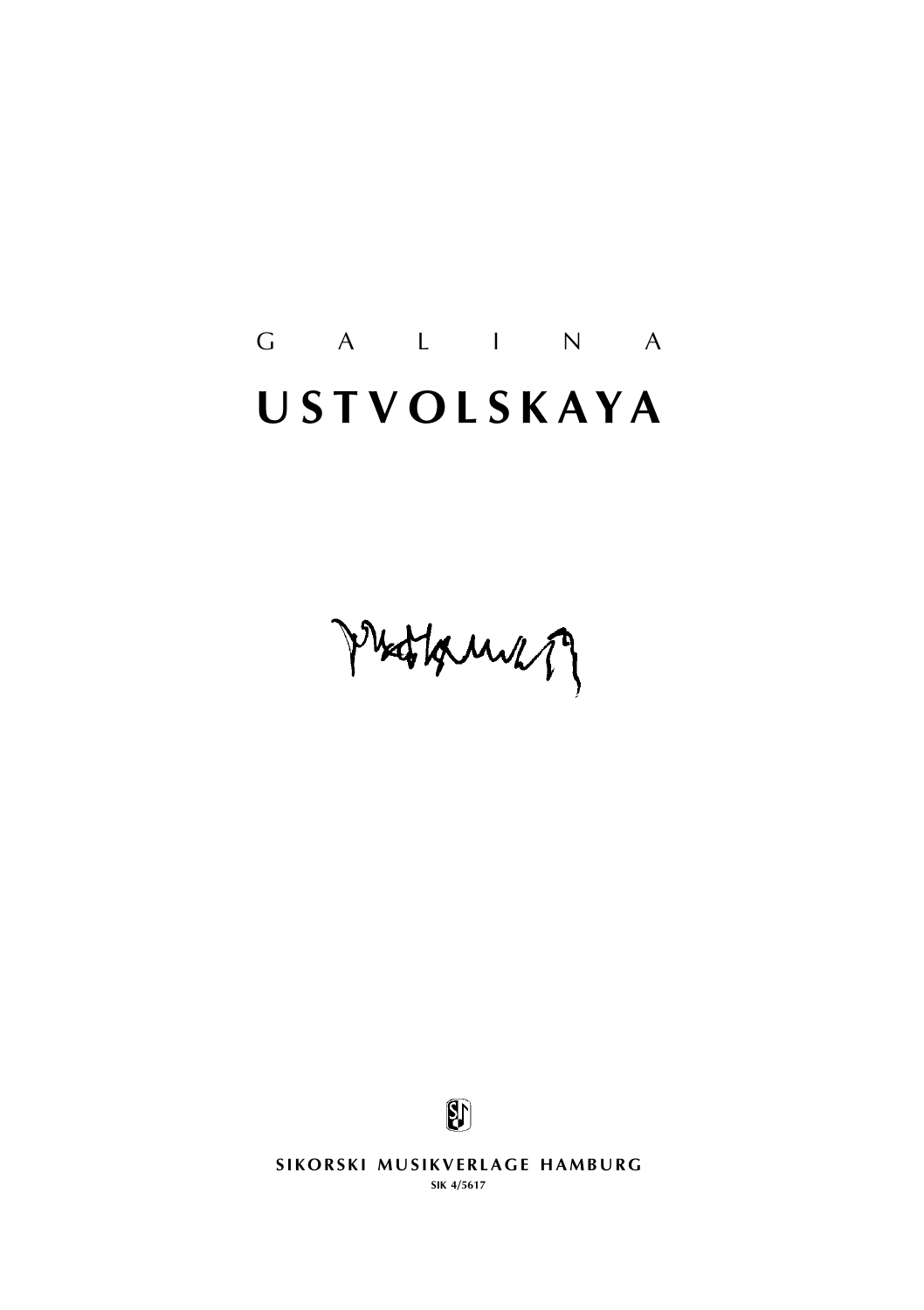G A L I N A

# USTVOLSKAYA

SIKORSKI MUSIKVERLAGE HAMBURG

SIK 4/5617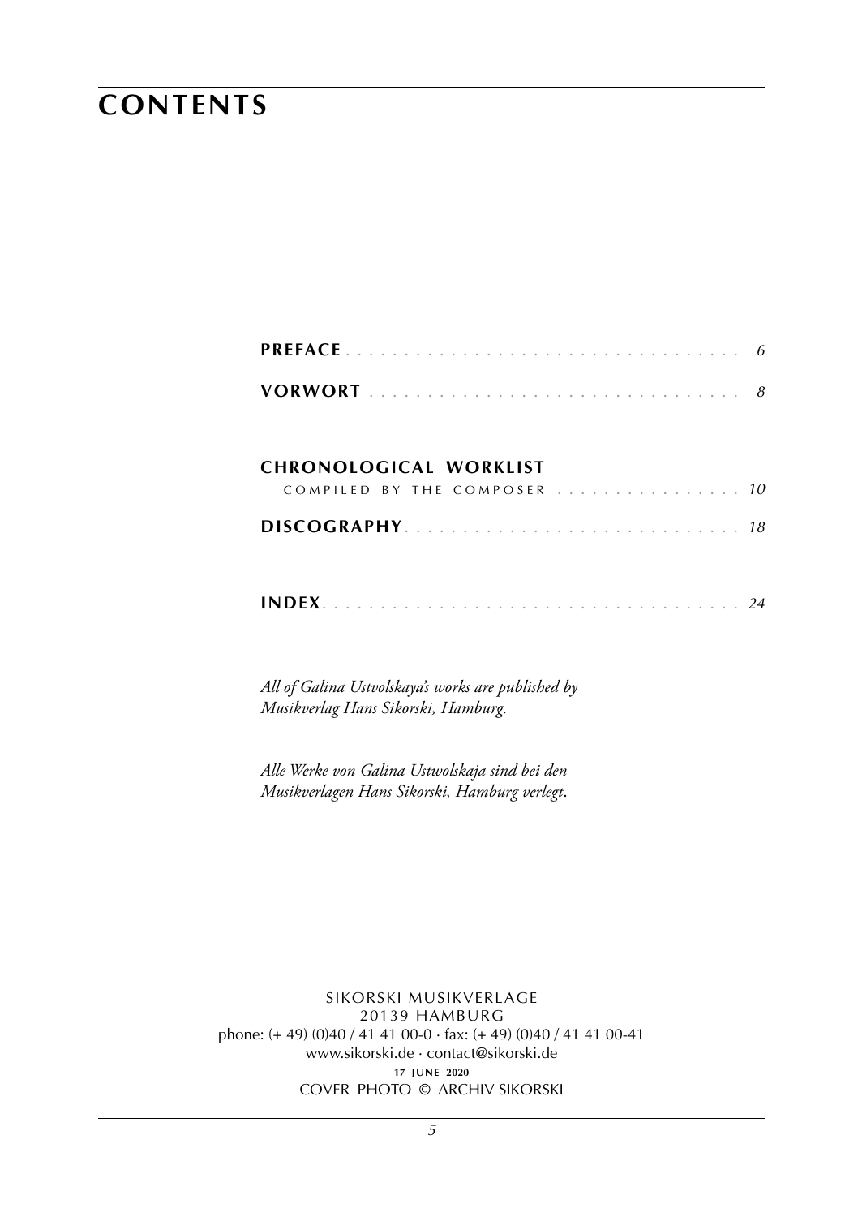# CONTENTS

**PREFACE** . . . . . . . . . . . . . . . . . . . . . . . . . . . . . . . . . *6*

**VORWORT** . . . . . . . . . . . . . . . . . . . . . . . . . . . . . . . . *8*

**CHRONOLOGICAL WORKLIST**
COMPILED BY THE COMPOSER . . . . . . . . . . . . . . . . *10*

**DISCOGRAPHY**. . . . . . . . . . . . . . . . . . . . . . . . . . . . . *18*

**INDEX**. . . . . . . . . . . . . . . . . . . . . . . . . . . . . . . . . . . . *24*

*All of Galina Ustvolskaya's works are published by Musikverlag Hans Sikorski, Hamburg.*

*Alle Werke von Galina Ustwolskaja sind bei den Musikverlagen Hans Sikorski, Hamburg verlegt.*

SIKORSKI MUSIKVERLAGE
20139 HAMBURG
phone: (+ 49) (0)40 / 41 41 00-0 · fax: (+ 49) (0)40 / 41 41 00-41
www.sikorski.de · contact@sikorski.de
**17 JUNE 2020**
COVER PHOTO © ARCHIV SIKORSKI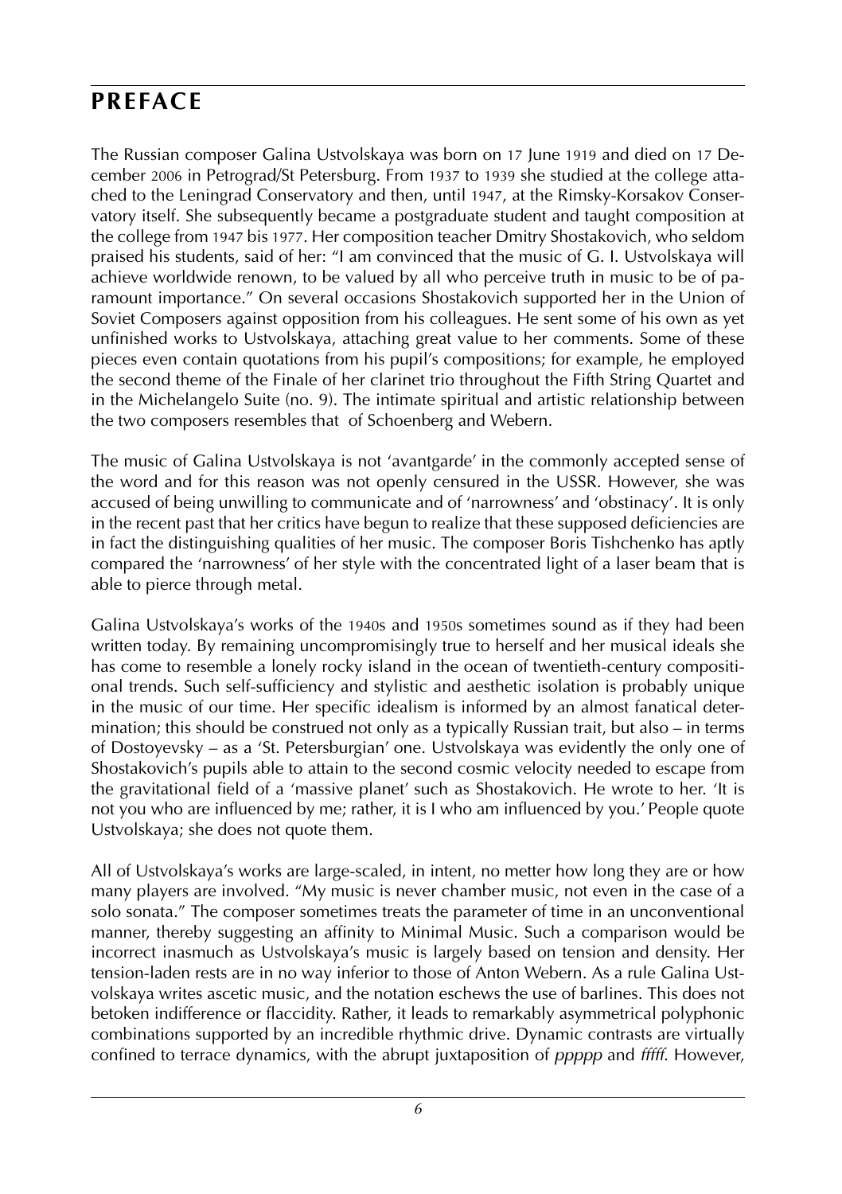## PREFACE

The Russian composer Galina Ustvolskaya was born on 17 June 1919 and died on 17 December 2006 in Petrograd/St Petersburg. From 1937 to 1939 she studied at the college attached to the Leningrad Conservatory and then, until 1947, at the Rimsky-Korsakov Conservatory itself. She subsequently became a postgraduate student and taught composition at the college from 1947 bis 1977. Her composition teacher Dmitry Shostakovich, who seldom praised his students, said of her: "I am convinced that the music of G. I. Ustvolskaya will achieve worldwide renown, to be valued by all who perceive truth in music to be of paramount importance." On several occasions Shostakovich supported her in the Union of Soviet Composers against opposition from his colleagues. He sent some of his own as yet unfinished works to Ustvolskaya, attaching great value to her comments. Some of these pieces even contain quotations from his pupil's compositions; for example, he employed the second theme of the Finale of her clarinet trio throughout the Fifth String Quartet and in the Michelangelo Suite (no. 9). The intimate spiritual and artistic relationship between the two composers resembles that of Schoenberg and Webern.

The music of Galina Ustvolskaya is not 'avantgarde' in the commonly accepted sense of the word and for this reason was not openly censured in the USSR. However, she was accused of being unwilling to communicate and of 'narrowness' and 'obstinacy'. It is only in the recent past that her critics have begun to realize that these supposed deficiencies are in fact the distinguishing qualities of her music. The composer Boris Tishchenko has aptly compared the 'narrowness' of her style with the concentrated light of a laser beam that is able to pierce through metal.

Galina Ustvolskaya's works of the 1940s and 1950s sometimes sound as if they had been written today. By remaining uncompromisingly true to herself and her musical ideals she has come to resemble a lonely rocky island in the ocean of twentieth-century compositional trends. Such self-sufficiency and stylistic and aesthetic isolation is probably unique in the music of our time. Her specific idealism is informed by an almost fanatical determination; this should be construed not only as a typically Russian trait, but also – in terms of Dostoyevsky – as a 'St. Petersburgian' one. Ustvolskaya was evidently the only one of Shostakovich's pupils able to attain to the second cosmic velocity needed to escape from the gravitational field of a 'massive planet' such as Shostakovich. He wrote to her. 'It is not you who are influenced by me; rather, it is I who am influenced by you.' People quote Ustvolskaya; she does not quote them.

All of Ustvolskaya's works are large-scaled, in intent, no metter how long they are or how many players are involved. "My music is never chamber music, not even in the case of a solo sonata." The composer sometimes treats the parameter of time in an unconventional manner, thereby suggesting an affinity to Minimal Music. Such a comparison would be incorrect inasmuch as Ustvolskaya's music is largely based on tension and density. Her tension-laden rests are in no way inferior to those of Anton Webern. As a rule Galina Ustvolskaya writes ascetic music, and the notation eschews the use of barlines. This does not betoken indifference or flaccidity. Rather, it leads to remarkably asymmetrical polyphonic combinations supported by an incredible rhythmic drive. Dynamic contrasts are virtually confined to terrace dynamics, with the abrupt juxtaposition of *ppppp* and *fffff*. However,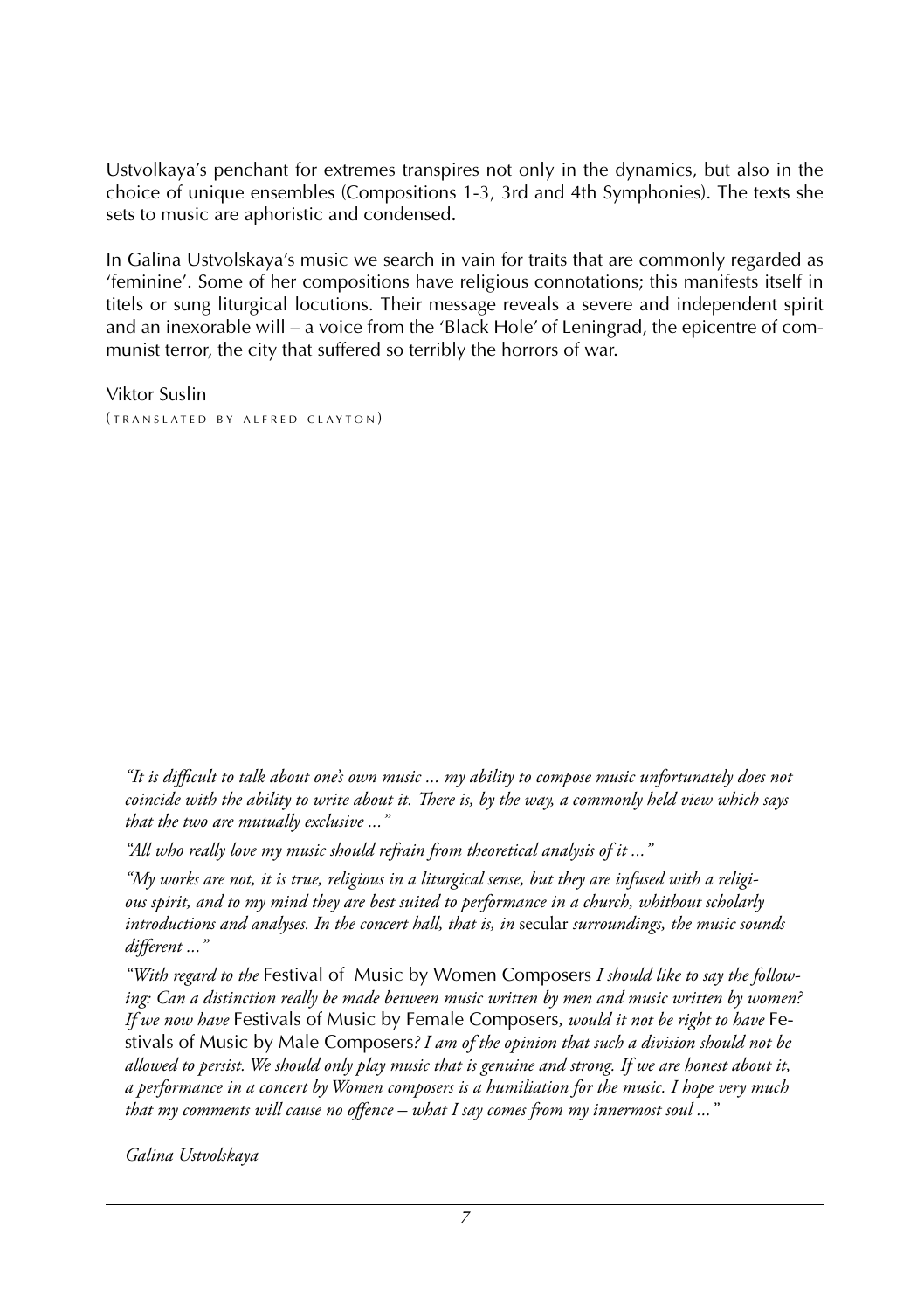Ustvolkaya's penchant for extremes transpires not only in the dynamics, but also in the choice of unique ensembles (Compositions 1-3, 3rd and 4th Symphonies). The texts she sets to music are aphoristic and condensed.

In Galina Ustvolskaya's music we search in vain for traits that are commonly regarded as 'feminine'. Some of her compositions have religious connotations; this manifests itself in titels or sung liturgical locutions. Their message reveals a severe and independent spirit and an inexorable will – a voice from the 'Black Hole' of Leningrad, the epicentre of communist terror, the city that suffered so terribly the horrors of war.

Viktor Suslin
(translated by alfred clayton)

*"It is difficult to talk about one's own music ... my ability to compose music unfortunately does not coincide with the ability to write about it. There is, by the way, a commonly held view which says that the two are mutually exclusive ..."*

*"All who really love my music should refrain from theoretical analysis of it ..."*

*"My works are not, it is true, religious in a liturgical sense, but they are infused with a religious spirit, and to my mind they are best suited to performance in a church, whithout scholarly introductions and analyses. In the concert hall, that is, in* secular *surroundings, the music sounds different ..."*

*"With regard to the* Festival of Music by Women Composers *I should like to say the following: Can a distinction really be made between music written by men and music written by women? If we now have* Festivals of Music by Female Composers*, would it not be right to have* Festivals of Music by Male Composers*? I am of the opinion that such a division should not be allowed to persist. We should only play music that is genuine and strong. If we are honest about it, a performance in a concert by Women composers is a humiliation for the music. I hope very much that my comments will cause no offence – what I say comes from my innermost soul ..."*

*Galina Ustvolskaya*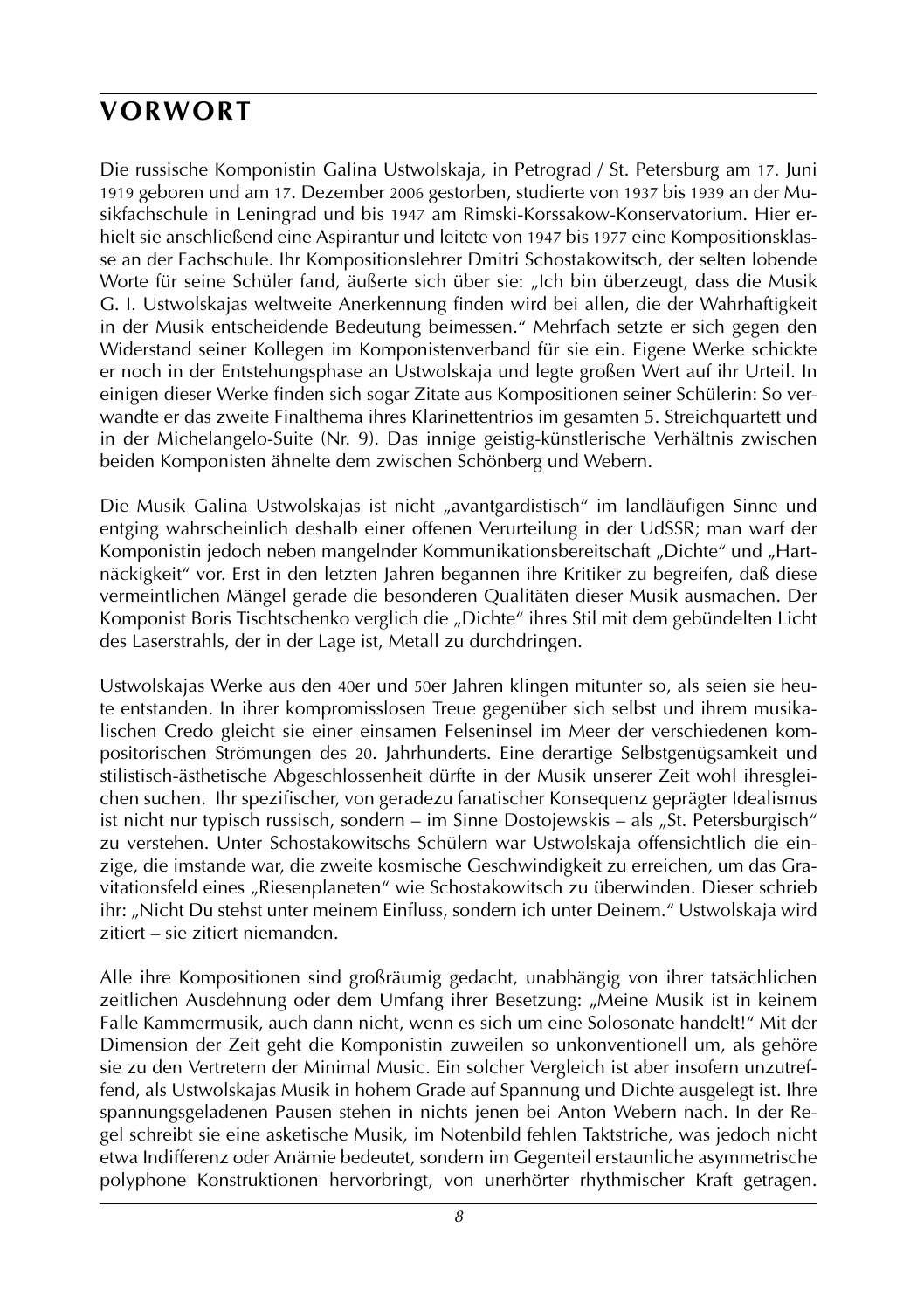# VORWORT

Die russische Komponistin Galina Ustwolskaja, in Petrograd / St. Petersburg am 17. Juni 1919 geboren und am 17. Dezember 2006 gestorben, studierte von 1937 bis 1939 an der Musikfachschule in Leningrad und bis 1947 am Rimski-Korssakow-Konservatorium. Hier erhielt sie anschließend eine Aspirantur und leitete von 1947 bis 1977 eine Kompositionsklasse an der Fachschule. Ihr Kompositionslehrer Dmitri Schostakowitsch, der selten lobende Worte für seine Schüler fand, äußerte sich über sie: „Ich bin überzeugt, dass die Musik G. I. Ustwolskajas weltweite Anerkennung finden wird bei allen, die der Wahrhaftigkeit in der Musik entscheidende Bedeutung beimessen." Mehrfach setzte er sich gegen den Widerstand seiner Kollegen im Komponistenverband für sie ein. Eigene Werke schickte er noch in der Entstehungsphase an Ustwolskaja und legte großen Wert auf ihr Urteil. In einigen dieser Werke finden sich sogar Zitate aus Kompositionen seiner Schülerin: So verwandte er das zweite Finalthema ihres Klarinettentrios im gesamten 5. Streichquartett und in der Michelangelo-Suite (Nr. 9). Das innige geistig-künstlerische Verhältnis zwischen beiden Komponisten ähnelte dem zwischen Schönberg und Webern.

Die Musik Galina Ustwolskajas ist nicht „avantgardistisch" im landläufigen Sinne und entging wahrscheinlich deshalb einer offenen Verurteilung in der UdSSR; man warf der Komponistin jedoch neben mangelnder Kommunikationsbereitschaft „Dichte" und „Hartnäckigkeit" vor. Erst in den letzten Jahren begannen ihre Kritiker zu begreifen, daß diese vermeintlichen Mängel gerade die besonderen Qualitäten dieser Musik ausmachen. Der Komponist Boris Tischtschenko verglich die „Dichte" ihres Stil mit dem gebündelten Licht des Laserstrahls, der in der Lage ist, Metall zu durchdringen.

Ustwolskajas Werke aus den 40er und 50er Jahren klingen mitunter so, als seien sie heute entstanden. In ihrer kompromisslosen Treue gegenüber sich selbst und ihrem musikalischen Credo gleicht sie einer einsamen Felseninsel im Meer der verschiedenen kompositorischen Strömungen des 20. Jahrhunderts. Eine derartige Selbstgenügsamkeit und stilistisch-ästhetische Abgeschlossenheit dürfte in der Musik unserer Zeit wohl ihresgleichen suchen. Ihr spezifischer, von geradezu fanatischer Konsequenz geprägter Idealismus ist nicht nur typisch russisch, sondern – im Sinne Dostojewskis – als „St. Petersburgisch" zu verstehen. Unter Schostakowitschs Schülern war Ustwolskaja offensichtlich die einzige, die imstande war, die zweite kosmische Geschwindigkeit zu erreichen, um das Gravitationsfeld eines „Riesenplaneten" wie Schostakowitsch zu überwinden. Dieser schrieb ihr: „Nicht Du stehst unter meinem Einfluss, sondern ich unter Deinem." Ustwolskaja wird zitiert – sie zitiert niemanden.

Alle ihre Kompositionen sind großräumig gedacht, unabhängig von ihrer tatsächlichen zeitlichen Ausdehnung oder dem Umfang ihrer Besetzung: „Meine Musik ist in keinem Falle Kammermusik, auch dann nicht, wenn es sich um eine Solosonate handelt!" Mit der Dimension der Zeit geht die Komponistin zuweilen so unkonventionell um, als gehöre sie zu den Vertretern der Minimal Music. Ein solcher Vergleich ist aber insofern unzutreffend, als Ustwolskajas Musik in hohem Grade auf Spannung und Dichte ausgelegt ist. Ihre spannungsgeladenen Pausen stehen in nichts jenen bei Anton Webern nach. In der Regel schreibt sie eine asketische Musik, im Notenbild fehlen Taktstriche, was jedoch nicht etwa Indifferenz oder Anämie bedeutet, sondern im Gegenteil erstaunliche asymmetrische polyphone Konstruktionen hervorbringt, von unerhörter rhythmischer Kraft getragen.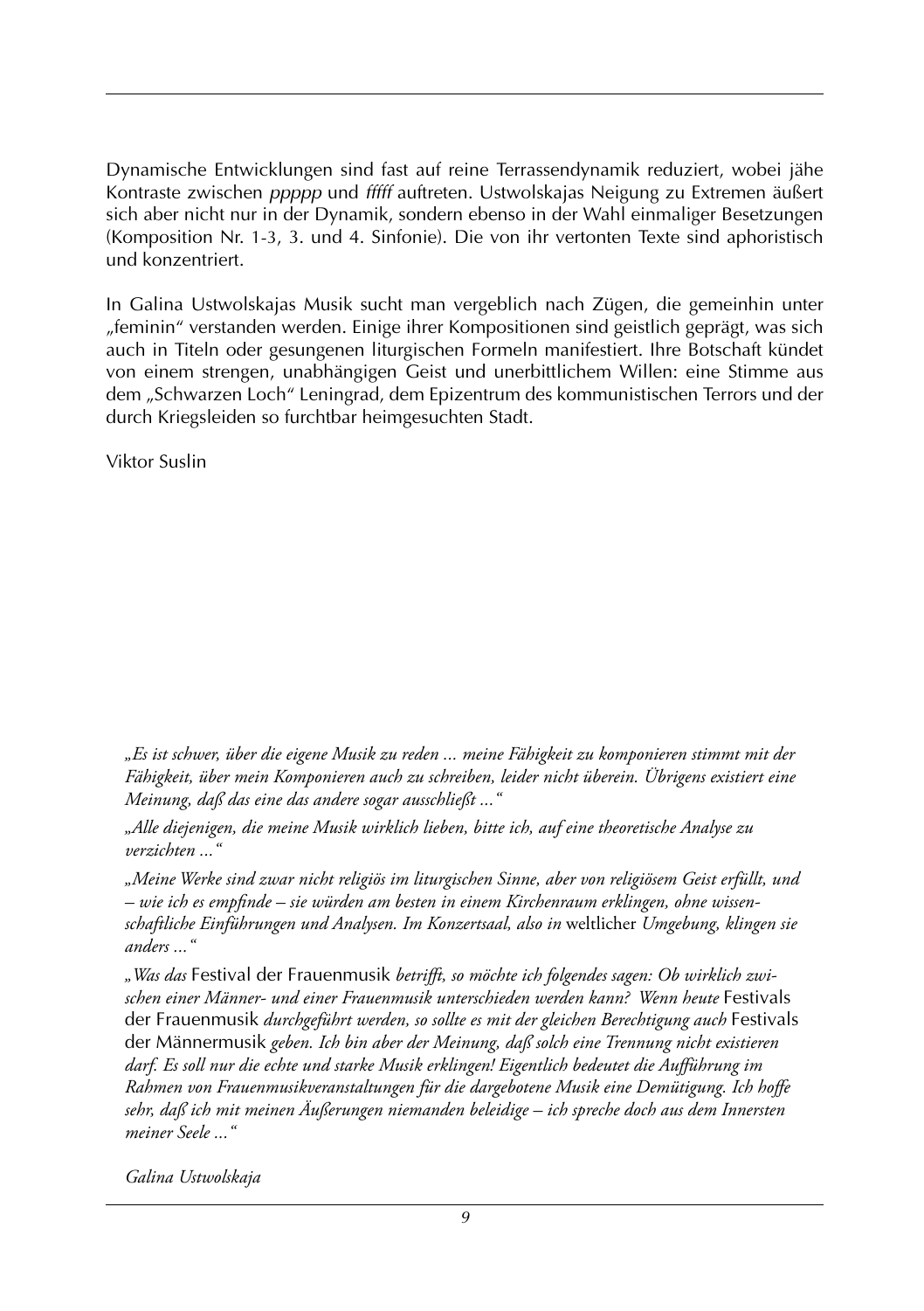Dynamische Entwicklungen sind fast auf reine Terrassendynamik reduziert, wobei jähe Kontraste zwischen *ppppp* und *fffff* auftreten. Ustwolskajas Neigung zu Extremen äußert sich aber nicht nur in der Dynamik, sondern ebenso in der Wahl einmaliger Besetzungen (Komposition Nr. 1-3, 3. und 4. Sinfonie). Die von ihr vertonten Texte sind aphoristisch und konzentriert.

In Galina Ustwolskajas Musik sucht man vergeblich nach Zügen, die gemeinhin unter „feminin" verstanden werden. Einige ihrer Kompositionen sind geistlich geprägt, was sich auch in Titeln oder gesungenen liturgischen Formeln manifestiert. Ihre Botschaft kündet von einem strengen, unabhängigen Geist und unerbittlichem Willen: eine Stimme aus dem „Schwarzen Loch" Leningrad, dem Epizentrum des kommunistischen Terrors und der durch Kriegsleiden so furchtbar heimgesuchten Stadt.

Viktor Suslin

*„Es ist schwer, über die eigene Musik zu reden ... meine Fähigkeit zu komponieren stimmt mit der Fähigkeit, über mein Komponieren auch zu schreiben, leider nicht überein. Übrigens existiert eine Meinung, daß das eine das andere sogar ausschließt ..."*

*„Alle diejenigen, die meine Musik wirklich lieben, bitte ich, auf eine theoretische Analyse zu verzichten ..."*

*„Meine Werke sind zwar nicht religiös im liturgischen Sinne, aber von religiösem Geist erfüllt, und – wie ich es empfinde – sie würden am besten in einem Kirchenraum erklingen, ohne wissenschaftliche Einführungen und Analysen. Im Konzertsaal, also in* weltlicher *Umgebung, klingen sie anders ..."*

*„Was das* Festival der Frauenmusik *betrifft, so möchte ich folgendes sagen: Ob wirklich zwischen einer Männer- und einer Frauenmusik unterschieden werden kann? Wenn heute* Festivals der Frauenmusik *durchgeführt werden, so sollte es mit der gleichen Berechtigung auch* Festivals der Männermusik *geben. Ich bin aber der Meinung, daß solch eine Trennung nicht existieren darf. Es soll nur die echte und starke Musik erklingen! Eigentlich bedeutet die Aufführung im Rahmen von Frauenmusikveranstaltungen für die dargebotene Musik eine Demütigung. Ich hoffe sehr, daß ich mit meinen Äußerungen niemanden beleidige – ich spreche doch aus dem Innersten meiner Seele ..."*

*Galina Ustwolskaja*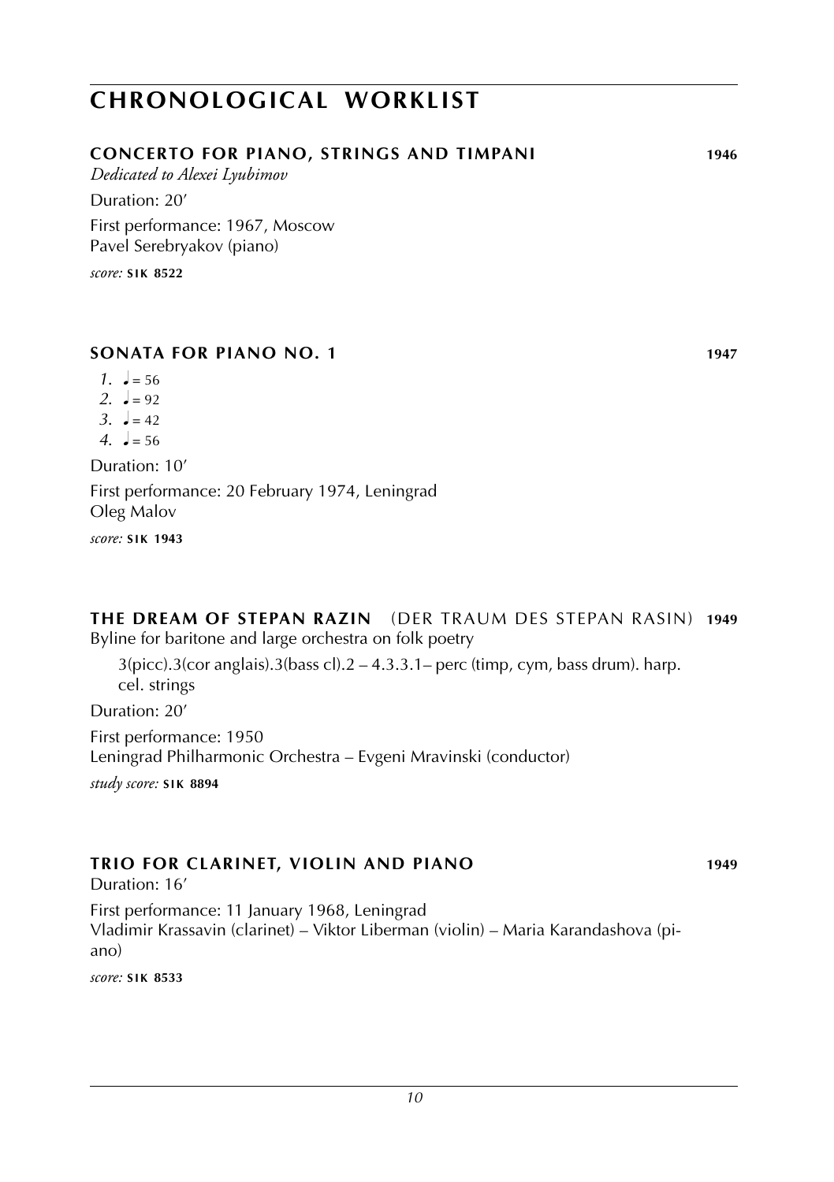# CHRONOLOGICAL WORKLIST

## CONCERTO FOR PIANO, STRINGS AND TIMPANI 1946

*Dedicated to Alexei Lyubimov*

Duration: 20′

First performance: 1967, Moscow
Pavel Serebryakov (piano)

*score:* **SIK 8522**

## SONATA FOR PIANO NO. 1 1947

*1.* ♩ = 56
*2.* ♩ = 92
*3.* ♩ = 42
*4.* ♩ = 56

Duration: 10′

First performance: 20 February 1974, Leningrad
Oleg Malov

*score:* **SIK 1943**

## THE DREAM OF STEPAN RAZIN (DER TRAUM DES STEPAN RASIN) 1949

Byline for baritone and large orchestra on folk poetry

3(picc).3(cor anglais).3(bass cl).2 – 4.3.3.1– perc (timp, cym, bass drum). harp. cel. strings

Duration: 20′

First performance: 1950
Leningrad Philharmonic Orchestra – Evgeni Mravinski (conductor)

*study score:* **SIK 8894**

## TRIO FOR CLARINET, VIOLIN AND PIANO 1949

Duration: 16′

First performance: 11 January 1968, Leningrad
Vladimir Krassavin (clarinet) – Viktor Liberman (violin) – Maria Karandashova (piano)

*score:* **SIK 8533**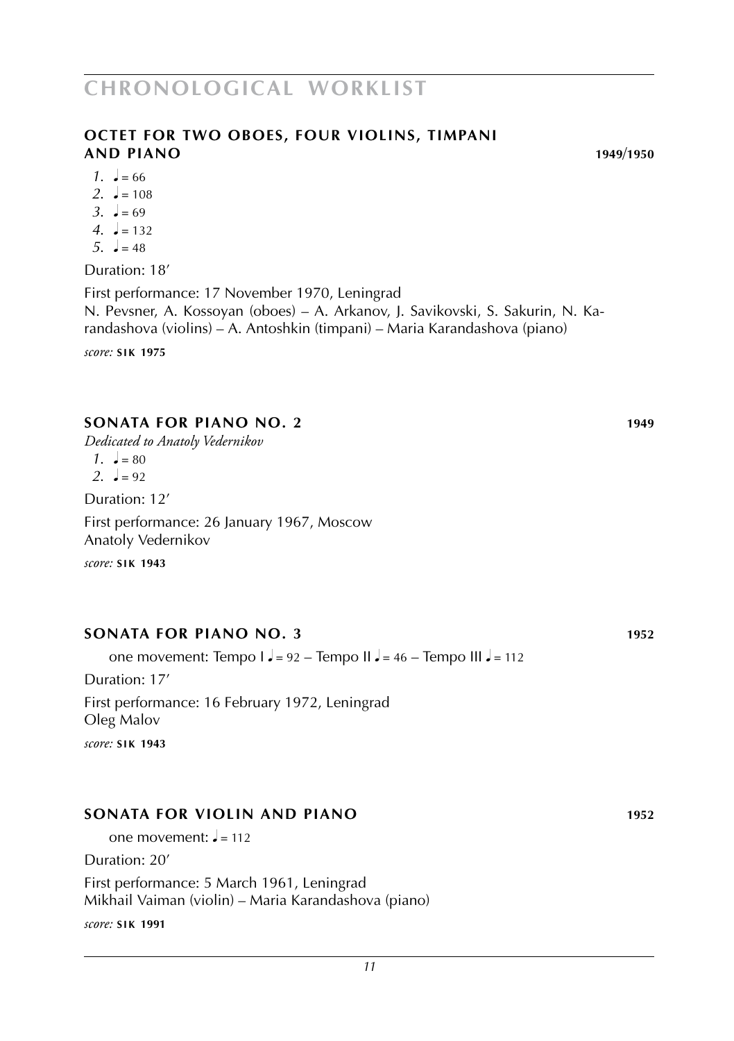## OCTET FOR TWO OBOES, FOUR VIOLINS, TIMPANI AND PIANO 1949/1950

*1.* ♩ = 66
*2.* ♩ = 108
*3.* ♩ = 69
*4.* ♩ = 132
*5.* ♩ = 48

Duration: 18′

First performance: 17 November 1970, Leningrad
N. Pevsner, A. Kossoyan (oboes) – A. Arkanov, J. Savikovski, S. Sakurin, N. Karandashova (violins) – A. Antoshkin (timpani) – Maria Karandashova (piano)

*score:* **SIK 1975**

## SONATA FOR PIANO NO. 2 1949

*Dedicated to Anatoly Vedernikov*

*1.* ♩ = 80
*2.* ♩ = 92

Duration: 12′

First performance: 26 January 1967, Moscow
Anatoly Vedernikov

*score:* **SIK 1943**

## SONATA FOR PIANO NO. 3 1952

one movement: Tempo I ♩ = 92 – Tempo II ♩ = 46 – Tempo III ♩ = 112

Duration: 17′

First performance: 16 February 1972, Leningrad
Oleg Malov

*score:* **SIK 1943**

## SONATA FOR VIOLIN AND PIANO 1952

one movement: ♩ = 112

Duration: 20′

First performance: 5 March 1961, Leningrad
Mikhail Vaiman (violin) – Maria Karandashova (piano)

*score:* **SIK 1991**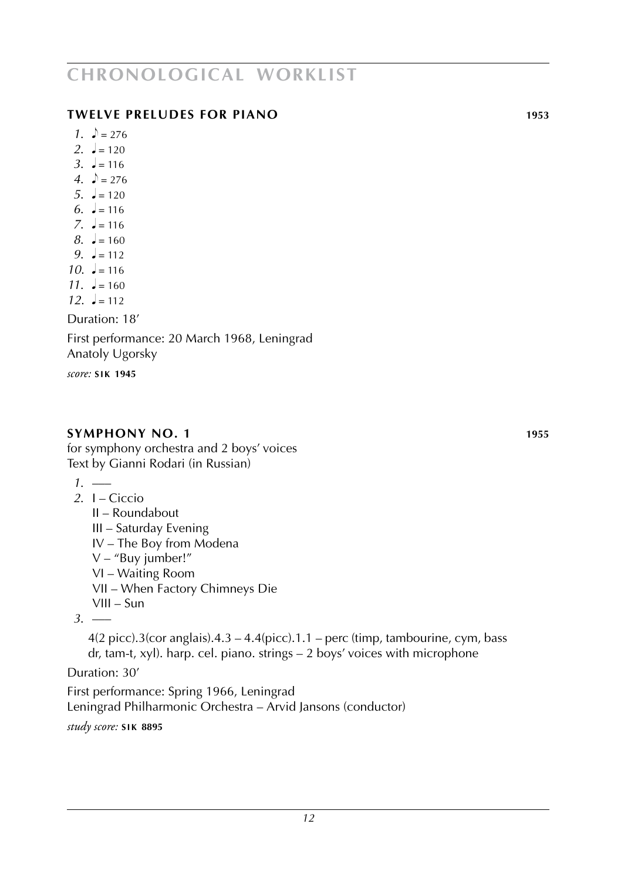# CHRONOLOGICAL WORKLIST

## TWELVE PRELUDES FOR PIANO 1953

*1.* ♪ = 276
*2.* ♩ = 120
*3.* ♩ = 116
*4.* ♪ = 276
*5.* ♩ = 120
*6.* ♩ = 116
*7.* ♩ = 116
*8.* ♩ = 160
*9.* ♩ = 112
*10.* ♩ = 116
*11.* ♩ = 160
*12.* ♩ = 112

Duration: 18′

First performance: 20 March 1968, Leningrad
Anatoly Ugorsky

*score:* **SIK 1945**

## SYMPHONY NO. 1 1955

for symphony orchestra and 2 boys' voices
Text by Gianni Rodari (in Russian)

*1.* ––
*2.* I – Ciccio
II – Roundabout
III – Saturday Evening
IV – The Boy from Modena
V – "Buy jumber!"
VI – Waiting Room
VII – When Factory Chimneys Die
VIII – Sun
*3.* ––

4(2 picc).3(cor anglais).4.3 – 4.4(picc).1.1 – perc (timp, tambourine, cym, bass dr, tam-t, xyl). harp. cel. piano. strings – 2 boys' voices with microphone

Duration: 30′

First performance: Spring 1966, Leningrad
Leningrad Philharmonic Orchestra – Arvid Jansons (conductor)

*study score:* **SIK 8895**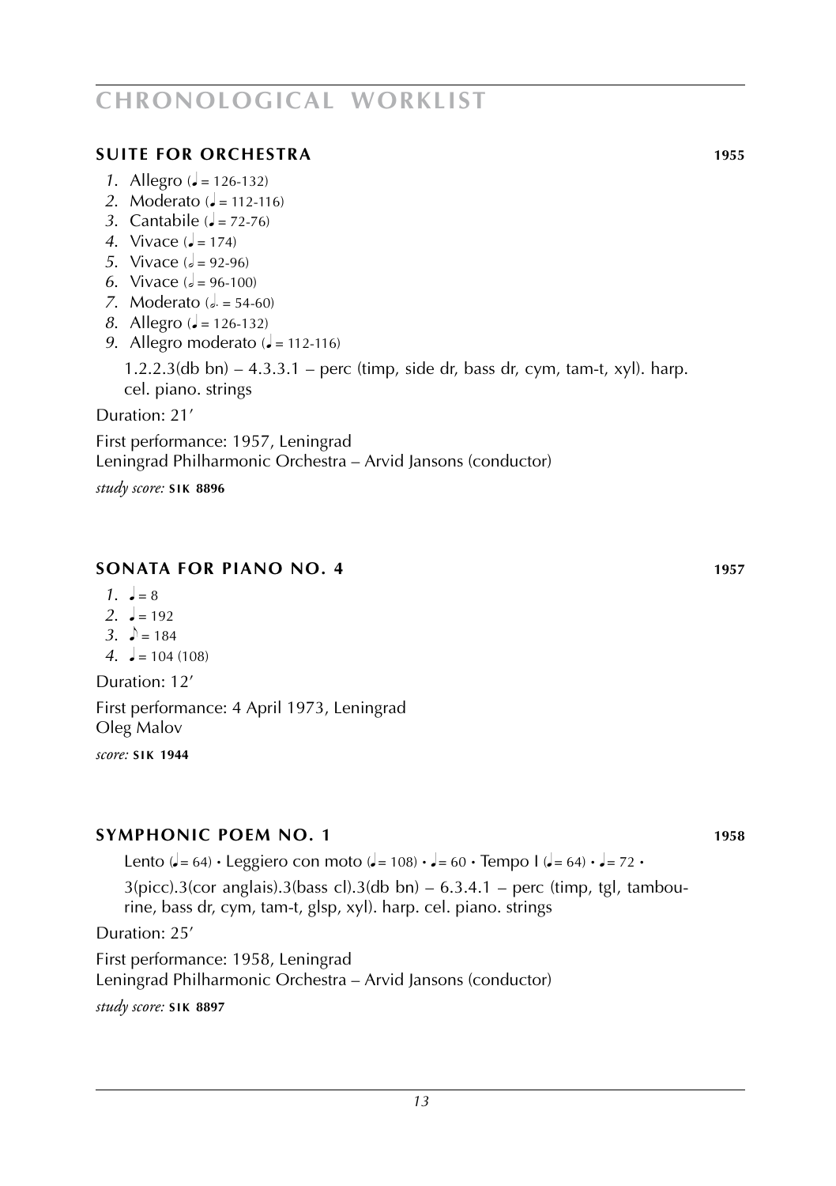## SUITE FOR ORCHESTRA 1955

1. Allegro (♩ = 126-132)
2. Moderato (♩ = 112-116)
3. Cantabile (♩ = 72-76)
4. Vivace (♩ = 174)
5. Vivace (𝅗𝅥 = 92-96)
6. Vivace (𝅗𝅥 = 96-100)
7. Moderato (𝅗𝅥. = 54-60)
8. Allegro (♩ = 126-132)
9. Allegro moderato (♩ = 112-116)

1.2.2.3(db bn) – 4.3.3.1 – perc (timp, side dr, bass dr, cym, tam-t, xyl). harp. cel. piano. strings

Duration: 21′

First performance: 1957, Leningrad
Leningrad Philharmonic Orchestra – Arvid Jansons (conductor)

*study score:* **SIK 8896**

## SONATA FOR PIANO NO. 4 1957

1. ♩ = 8
2. ♩ = 192
3. ♪ = 184
4. ♩ = 104 (108)

Duration: 12′

First performance: 4 April 1973, Leningrad
Oleg Malov

*score:* **SIK 1944**

## SYMPHONIC POEM NO. 1 1958

Lento (♩ = 64) • Leggiero con moto (♩ = 108) • ♩ = 60 • Tempo I (♩ = 64) • ♩ = 72 •

3(picc).3(cor anglais).3(bass cl).3(db bn) – 6.3.4.1 – perc (timp, tgl, tambourine, bass dr, cym, tam-t, glsp, xyl). harp. cel. piano. strings

Duration: 25′

First performance: 1958, Leningrad
Leningrad Philharmonic Orchestra – Arvid Jansons (conductor)

*study score:* **SIK 8897**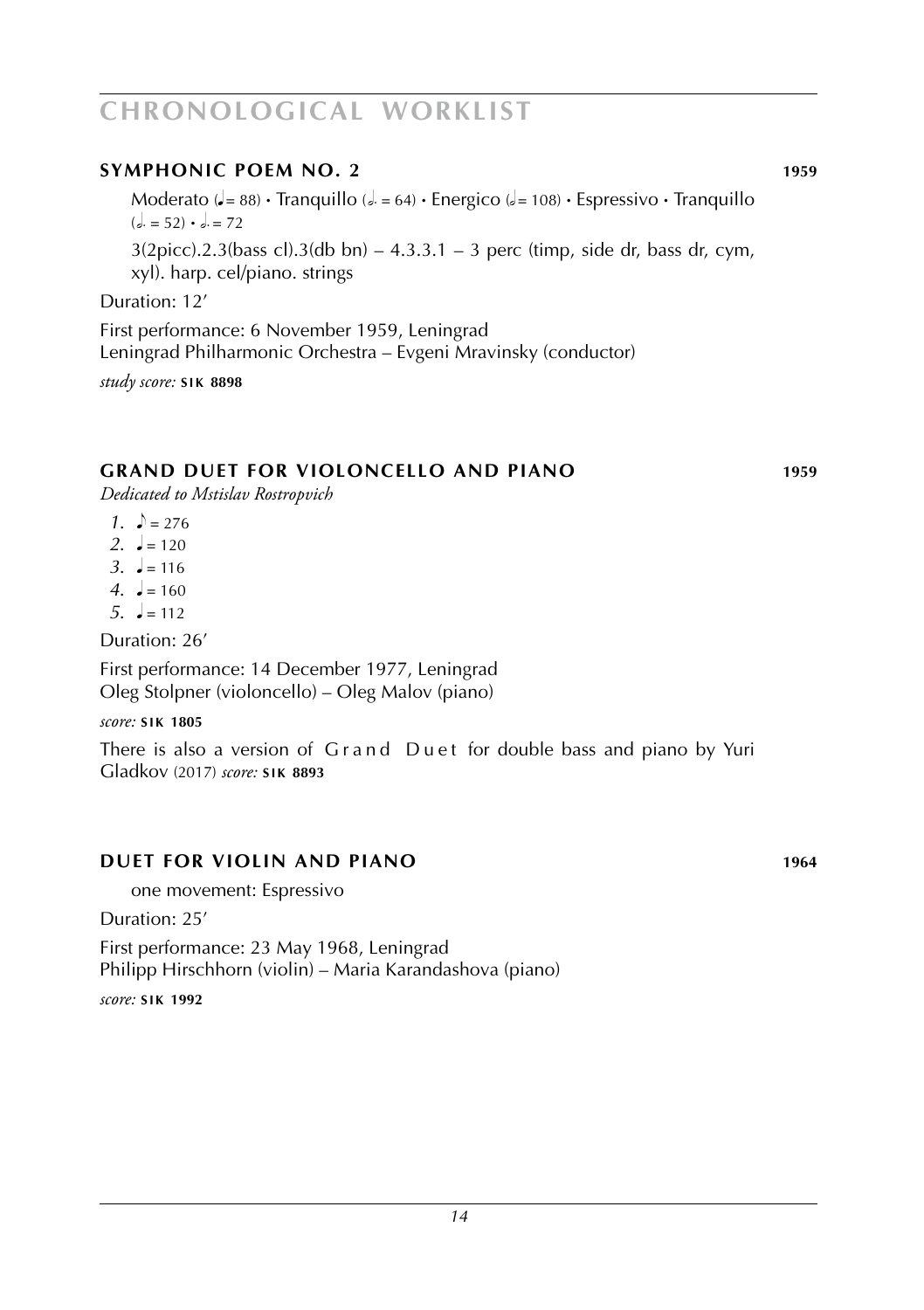# CHRONOLOGICAL WORKLIST

## SYMPHONIC POEM NO. 2 — 1959

Moderato (♩= 88) • Tranquillo (𝅗𝅥. = 64) • Energico (𝅗𝅥 = 108) • Espressivo • Tranquillo (𝅗𝅥. = 52) • 𝅗𝅥. = 72

3(2picc).2.3(bass cl).3(db bn) – 4.3.3.1 – 3 perc (timp, side dr, bass dr, cym, xyl). harp. cel/piano. strings

Duration: 12′

First performance: 6 November 1959, Leningrad
Leningrad Philharmonic Orchestra – Evgeni Mravinsky (conductor)

*study score:* **SIK 8898**

## GRAND DUET FOR VIOLONCELLO AND PIANO — 1959

*Dedicated to Mstislav Rostropvich*

*1.* ♪ = 276
*2.* ♩ = 120
*3.* ♩ = 116
*4.* ♩ = 160
*5.* ♩ = 112

Duration: 26′

First performance: 14 December 1977, Leningrad
Oleg Stolpner (violoncello) – Oleg Malov (piano)

*score:* **SIK 1805**

There is also a version of Grand Duet for double bass and piano by Yuri Gladkov (2017) *score:* **SIK 8893**

## DUET FOR VIOLIN AND PIANO — 1964

one movement: Espressivo

Duration: 25′

First performance: 23 May 1968, Leningrad
Philipp Hirschhorn (violin) – Maria Karandashova (piano)

*score:* **SIK 1992**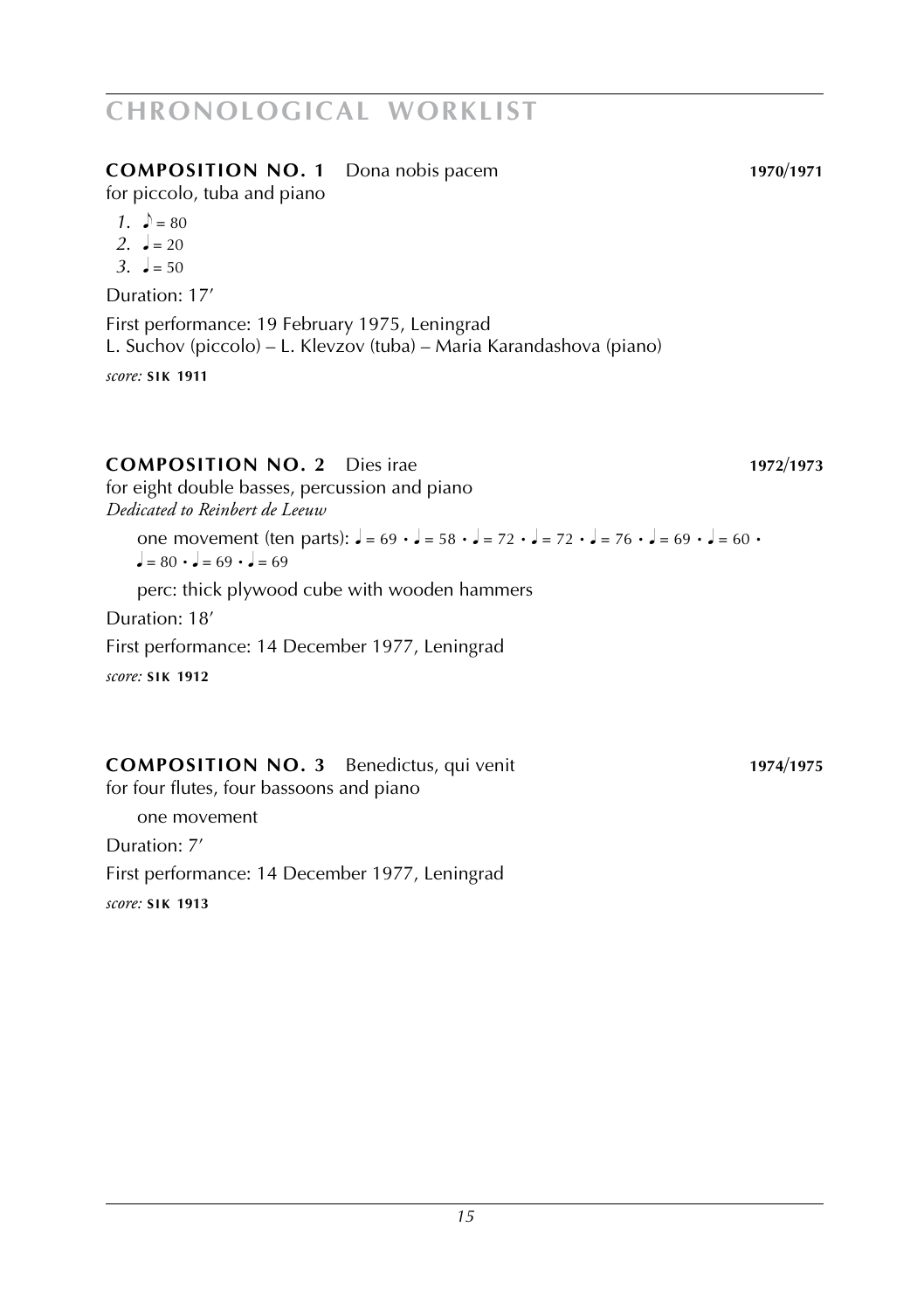# CHRONOLOGICAL WORKLIST

**COMPOSITION NO. 1** Dona nobis pacem **1970/1971**

for piccolo, tuba and piano

*1.* ♪ = 80
*2.* ♩ = 20
*3.* ♩ = 50

Duration: 17′

First performance: 19 February 1975, Leningrad
L. Suchov (piccolo) – L. Klevzov (tuba) – Maria Karandashova (piano)

*score:* **SIK 1911**

**COMPOSITION NO. 2** Dies irae **1972/1973**

for eight double basses, percussion and piano
*Dedicated to Reinbert de Leeuw*

one movement (ten parts): ♩ = 69 • ♩ = 58 • ♩ = 72 • ♩ = 72 • ♩ = 76 • ♩ = 69 • ♩ = 60 • ♩ = 80 • ♩ = 69 • ♩ = 69

perc: thick plywood cube with wooden hammers

Duration: 18′

First performance: 14 December 1977, Leningrad

*score:* **SIK 1912**

**COMPOSITION NO. 3** Benedictus, qui venit **1974/1975**

for four flutes, four bassoons and piano

one movement

Duration: 7′

First performance: 14 December 1977, Leningrad

*score:* **SIK 1913**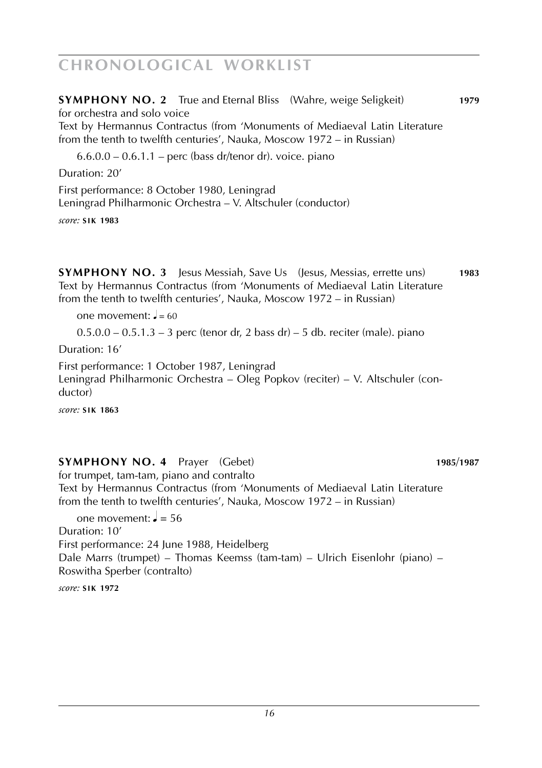# CHRONOLOGICAL WORKLIST

**SYMPHONY NO. 2** True and Eternal Bliss (Wahre, weige Seligkeit) **1979**
for orchestra and solo voice
Text by Hermannus Contractus (from 'Monuments of Mediaeval Latin Literature from the tenth to twelfth centuries', Nauka, Moscow 1972 – in Russian)

6.6.0.0 – 0.6.1.1 – perc (bass dr/tenor dr). voice. piano

Duration: 20'

First performance: 8 October 1980, Leningrad
Leningrad Philharmonic Orchestra – V. Altschuler (conductor)

*score:* **SIK 1983**

**SYMPHONY NO. 3** Jesus Messiah, Save Us (Jesus, Messias, errette uns) **1983**
Text by Hermannus Contractus (from 'Monuments of Mediaeval Latin Literature from the tenth to twelfth centuries', Nauka, Moscow 1972 – in Russian)

one movement: ♩ = 60

0.5.0.0 – 0.5.1.3 – 3 perc (tenor dr, 2 bass dr) – 5 db. reciter (male). piano

Duration: 16'

First performance: 1 October 1987, Leningrad
Leningrad Philharmonic Orchestra – Oleg Popkov (reciter) – V. Altschuler (conductor)

*score:* **SIK 1863**

**SYMPHONY NO. 4** Prayer (Gebet) **1985/1987**
for trumpet, tam-tam, piano and contralto
Text by Hermannus Contractus (from 'Monuments of Mediaeval Latin Literature from the tenth to twelfth centuries', Nauka, Moscow 1972 – in Russian)

one movement: ♩ = 56
Duration: 10'
First performance: 24 June 1988, Heidelberg
Dale Marrs (trumpet) – Thomas Keemss (tam-tam) – Ulrich Eisenlohr (piano) – Roswitha Sperber (contralto)

*score:* **SIK 1972**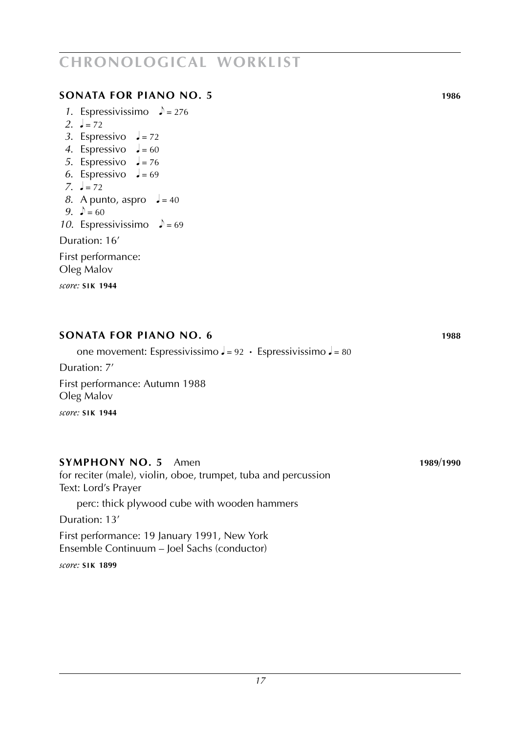## SONATA FOR PIANO NO. 5 — 1986

1. Espressivissimo ♪ = 276
2. ♩ = 72
3. Espressivo ♩ = 72
4. Espressivo ♩ = 60
5. Espressivo ♩ = 76
6. Espressivo ♩ = 69
7. ♩ = 72
8. A punto, aspro ♩ = 40
9. ♪ = 60
10. Espressivissimo ♪ = 69

Duration: 16′

First performance:
Oleg Malov

*score:* **SIK 1944**

## SONATA FOR PIANO NO. 6 — 1988

one movement: Espressivissimo ♩ = 92 · Espressivissimo ♩ = 80

Duration: 7′

First performance: Autumn 1988
Oleg Malov

*score:* **SIK 1944**

## SYMPHONY NO. 5 Amen — 1989/1990

for reciter (male), violin, oboe, trumpet, tuba and percussion
Text: Lord's Prayer

perc: thick plywood cube with wooden hammers

Duration: 13′

First performance: 19 January 1991, New York
Ensemble Continuum – Joel Sachs (conductor)

*score:* **SIK 1899**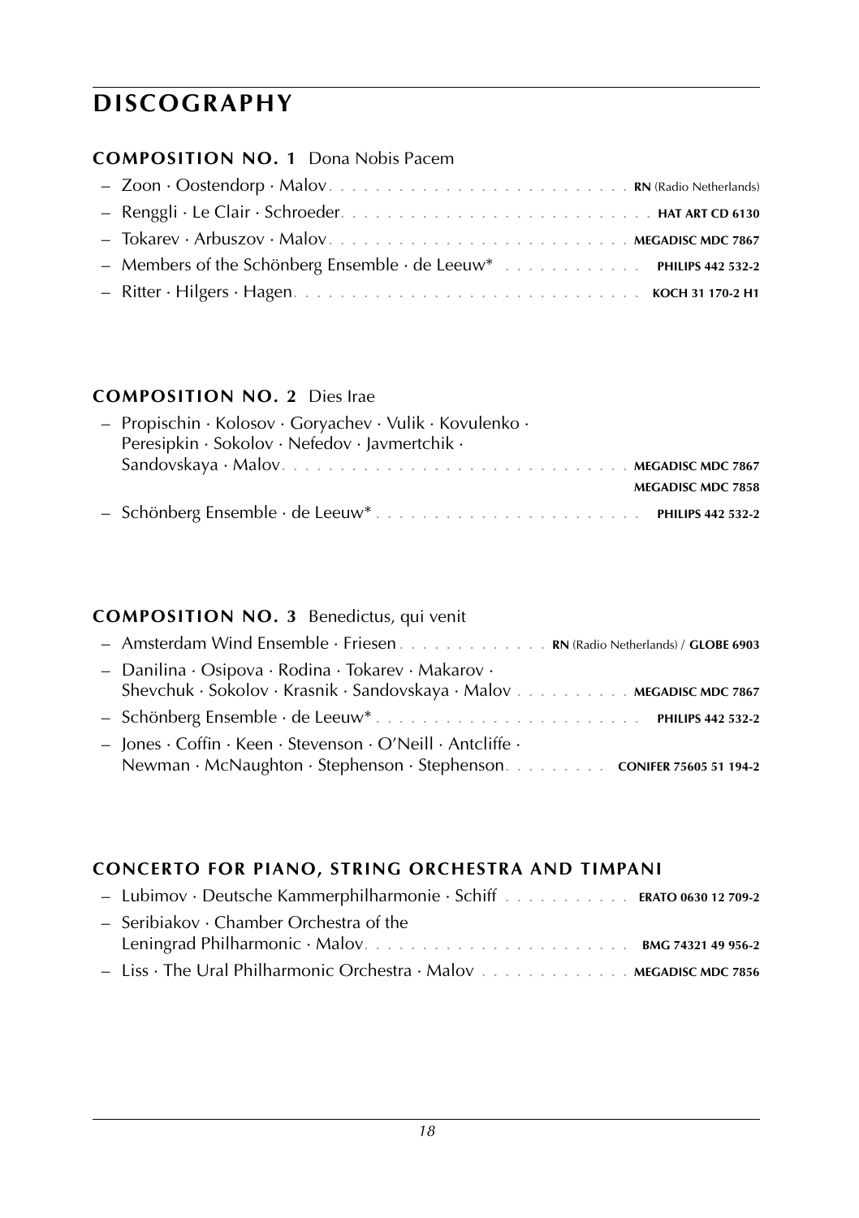# DISCOGRAPHY

### COMPOSITION NO. 1 Dona Nobis Pacem

- Zoon · Oostendorp · Malov . . . . . . . . . . . . . . . . . . . . . . . . . **RN** (Radio Netherlands)
- Renggli · Le Clair · Schroeder . . . . . . . . . . . . . . . . . . . . . . . . . **HAT ART CD 6130**
- Tokarev · Arbuszov · Malov . . . . . . . . . . . . . . . . . . . . . . . . . **MEGADISC MDC 7867**
- Members of the Schönberg Ensemble · de Leeuw* . . . . . . . . . . . . **PHILIPS 442 532-2**
- Ritter · Hilgers · Hagen . . . . . . . . . . . . . . . . . . . . . . . . . . . . **KOCH 31 170-2 H1**

### COMPOSITION NO. 2 Dies Irae

- Propischin · Kolosov · Goryachev · Vulik · Kovulenko · Peresipkin · Sokolov · Nefedov · Javmertchik · Sandovskaya · Malov . . . . . . . . . . . . . . . . . . . . . . . . . . . . **MEGADISC MDC 7867** / **MEGADISC MDC 7858**
- Schönberg Ensemble · de Leeuw* . . . . . . . . . . . . . . . . . . . . . . . **PHILIPS 442 532-2**

### COMPOSITION NO. 3 Benedictus, qui venit

- Amsterdam Wind Ensemble · Friesen . . . . . . . . . . . . . **RN** (Radio Netherlands) / **GLOBE 6903**
- Danilina · Osipova · Rodina · Tokarev · Makarov · Shevchuk · Sokolov · Krasnik · Sandovskaya · Malov . . . . . . . . . . **MEGADISC MDC 7867**
- Schönberg Ensemble · de Leeuw* . . . . . . . . . . . . . . . . . . . . . . . **PHILIPS 442 532-2**
- Jones · Coffin · Keen · Stevenson · O'Neill · Antcliffe · Newman · McNaughton · Stephenson · Stephenson . . . . . . . . . **CONIFER 75605 51 194-2**

### CONCERTO FOR PIANO, STRING ORCHESTRA AND TIMPANI

- Lubimov · Deutsche Kammerphilharmonie · Schiff . . . . . . . . . . . **ERATO 0630 12 709-2**
- Seribiakov · Chamber Orchestra of the Leningrad Philharmonic · Malov . . . . . . . . . . . . . . . . . . . . . . **BMG 74321 49 956-2**
- Liss · The Ural Philharmonic Orchestra · Malov . . . . . . . . . . . . . **MEGADISC MDC 7856**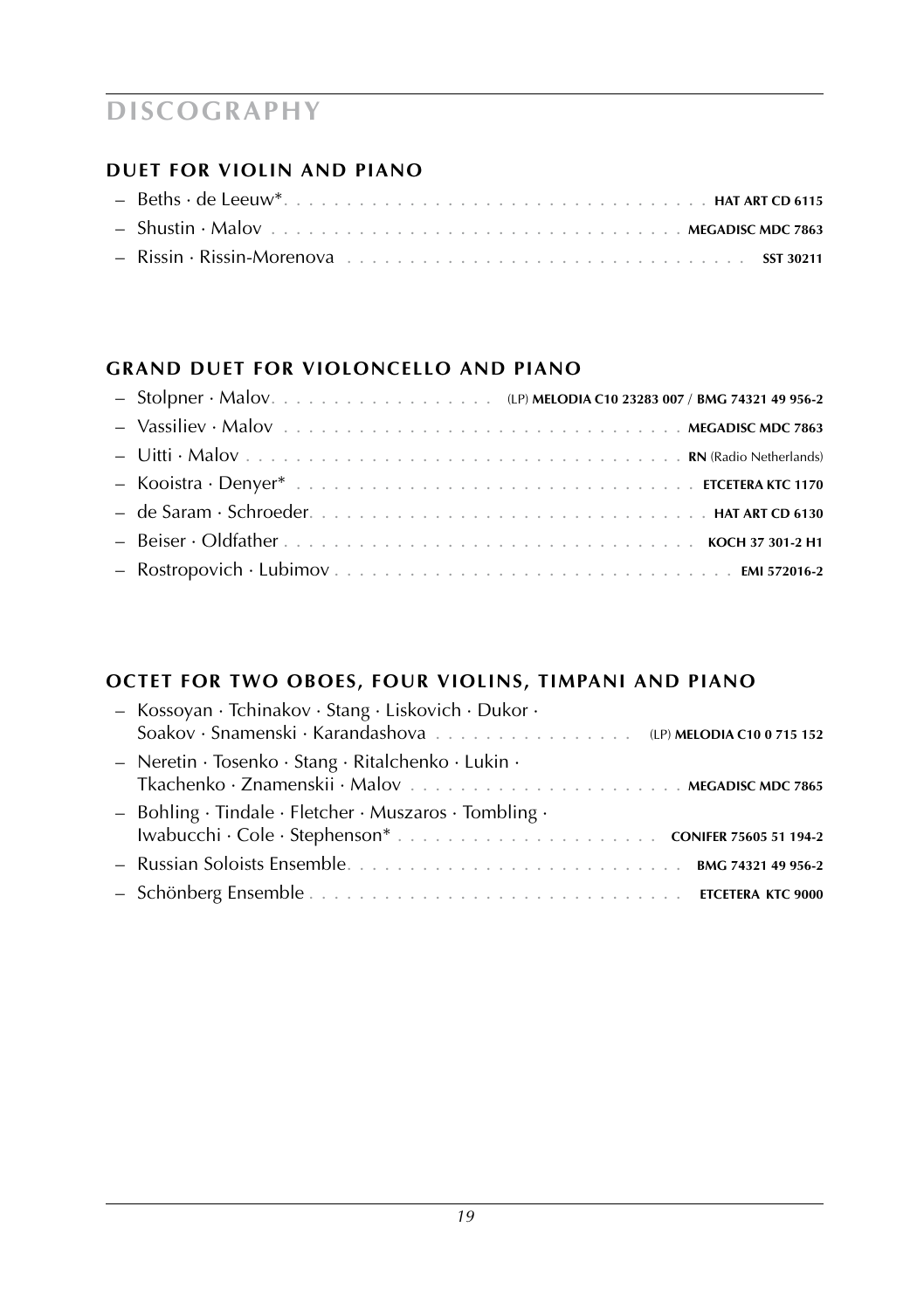# DISCOGRAPHY

## DUET FOR VIOLIN AND PIANO

- Beths · de Leeuw* . . . . . . . . . . **HAT ART CD 6115**
- Shustin · Malov . . . . . . . . . . **MEGADISC MDC 7863**
- Rissin · Rissin-Morenova . . . . . . . . . . **SST 30211**

## GRAND DUET FOR VIOLONCELLO AND PIANO

- Stolpner · Malov . . . . . . . . . . (LP) **MELODIA C10 23283 007** / **BMG 74321 49 956-2**
- Vassiliev · Malov . . . . . . . . . . **MEGADISC MDC 7863**
- Uitti · Malov . . . . . . . . . . **RN** (Radio Netherlands)
- Kooistra · Denyer* . . . . . . . . . . **ETCETERA KTC 1170**
- de Saram · Schroeder . . . . . . . . . . **HAT ART CD 6130**
- Beiser · Oldfather . . . . . . . . . . **KOCH 37 301-2 H1**
- Rostropovich · Lubimov . . . . . . . . . . **EMI 572016-2**

## OCTET FOR TWO OBOES, FOUR VIOLINS, TIMPANI AND PIANO

- Kossoyan · Tchinakov · Stang · Liskovich · Dukor · Soakov · Snamenski · Karandashova . . . . . . . . . . (LP) **MELODIA C10 0 715 152**
- Neretin · Tosenko · Stang · Ritalchenko · Lukin · Tkachenko · Znamenskii · Malov . . . . . . . . . . **MEGADISC MDC 7865**
- Bohling · Tindale · Fletcher · Muszaros · Tombling · Iwabucchi · Cole · Stephenson* . . . . . . . . . . **CONIFER 75605 51 194-2**
- Russian Soloists Ensemble . . . . . . . . . . **BMG 74321 49 956-2**
- Schönberg Ensemble . . . . . . . . . . **ETCETERA KTC 9000**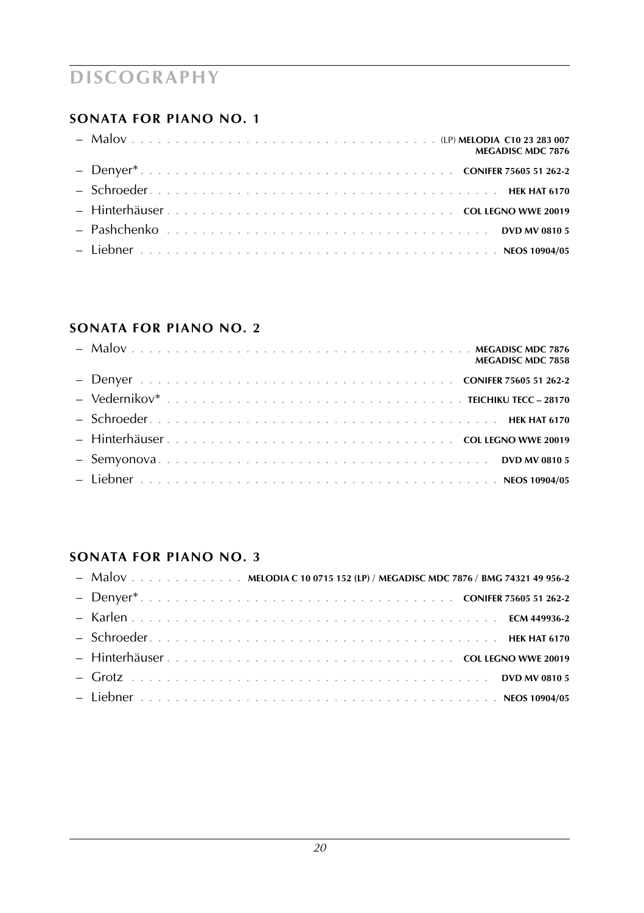# DISCOGRAPHY

## SONATA FOR PIANO NO. 1

- Malov . . . . . . . . . . . . . . . . . . . . . . . . . . . . . . . . . . (LP) **MELODIA C10 23 283 007**
  **MEGADISC MDC 7876**
- Denyer* . . . . . . . . . . . . . . . . . . . . . . . . . . . . . . . . . . **CONIFER 75605 51 262-2**
- Schroeder . . . . . . . . . . . . . . . . . . . . . . . . . . . . . . . . . . **HEK HAT 6170**
- Hinterhäuser . . . . . . . . . . . . . . . . . . . . . . . . . . . . . . . . **COL LEGNO WWE 20019**
- Pashchenko . . . . . . . . . . . . . . . . . . . . . . . . . . . . . . . . . **DVD MV 0810 5**
- Liebner . . . . . . . . . . . . . . . . . . . . . . . . . . . . . . . . . . . **NEOS 10904/05**

## SONATA FOR PIANO NO. 2

- Malov . . . . . . . . . . . . . . . . . . . . . . . . . . . . . . . . . . . **MEGADISC MDC 7876**
  **MEGADISC MDC 7858**
- Denyer . . . . . . . . . . . . . . . . . . . . . . . . . . . . . . . . . . **CONIFER 75605 51 262-2**
- Vedernikov* . . . . . . . . . . . . . . . . . . . . . . . . . . . . . . . . **TEICHIKU TECC – 28170**
- Schroeder . . . . . . . . . . . . . . . . . . . . . . . . . . . . . . . . . . **HEK HAT 6170**
- Hinterhäuser . . . . . . . . . . . . . . . . . . . . . . . . . . . . . . . . **COL LEGNO WWE 20019**
- Semyonova . . . . . . . . . . . . . . . . . . . . . . . . . . . . . . . . . . **DVD MV 0810 5**
- Liebner . . . . . . . . . . . . . . . . . . . . . . . . . . . . . . . . . . . **NEOS 10904/05**

## SONATA FOR PIANO NO. 3

- Malov . . . . . . . . . . . . **MELODIA C 10 0715 152 (LP) / MEGADISC MDC 7876 / BMG 74321 49 956-2**
- Denyer* . . . . . . . . . . . . . . . . . . . . . . . . . . . . . . . . . . **CONIFER 75605 51 262-2**
- Karlen . . . . . . . . . . . . . . . . . . . . . . . . . . . . . . . . . . . **ECM 449936-2**
- Schroeder . . . . . . . . . . . . . . . . . . . . . . . . . . . . . . . . . . **HEK HAT 6170**
- Hinterhäuser . . . . . . . . . . . . . . . . . . . . . . . . . . . . . . . . **COL LEGNO WWE 20019**
- Grotz . . . . . . . . . . . . . . . . . . . . . . . . . . . . . . . . . . . . **DVD MV 0810 5**
- Liebner . . . . . . . . . . . . . . . . . . . . . . . . . . . . . . . . . . . **NEOS 10904/05**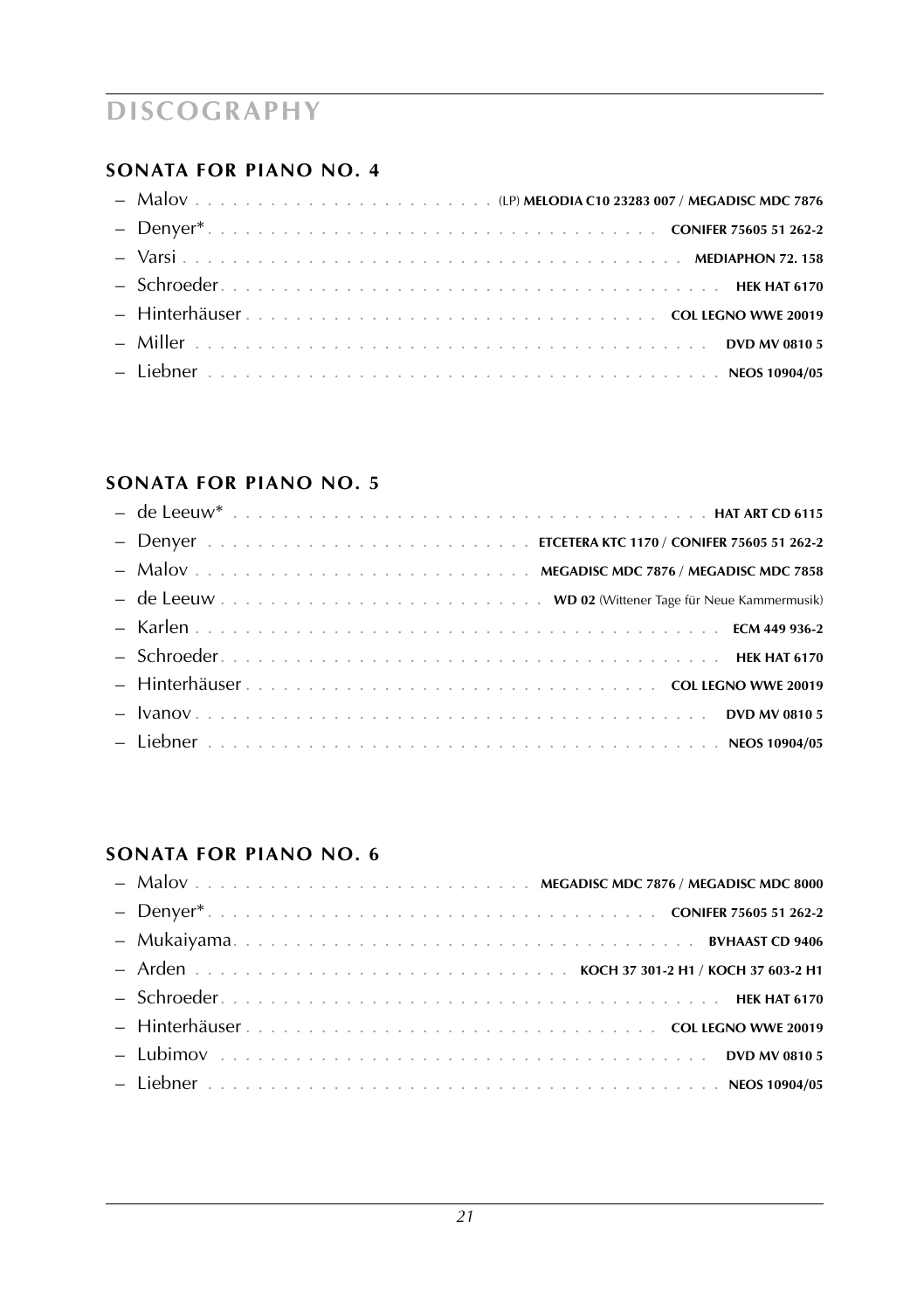# DISCOGRAPHY

## SONATA FOR PIANO NO. 4

- Malov . . . . . . . . . . . . . . . . . . . . . . . (LP) **MELODIA C10 23283 007** / **MEGADISC MDC 7876**
- Denyer* . . . . . . . . . . . . . . . . . . . . . . . . . . . . . . . . . . **CONIFER 75605 51 262-2**
- Varsi . . . . . . . . . . . . . . . . . . . . . . . . . . . . . . . . . . . . **MEDIAPHON 72. 158**
- Schroeder . . . . . . . . . . . . . . . . . . . . . . . . . . . . . . . . . . . . . **HEK HAT 6170**
- Hinterhäuser . . . . . . . . . . . . . . . . . . . . . . . . . . . . . . . **COL LEGNO WWE 20019**
- Miller . . . . . . . . . . . . . . . . . . . . . . . . . . . . . . . . . . . . . . **DVD MV 0810 5**
- Liebner . . . . . . . . . . . . . . . . . . . . . . . . . . . . . . . . . . . . . . **NEOS 10904/05**

## SONATA FOR PIANO NO. 5

- de Leeuw* . . . . . . . . . . . . . . . . . . . . . . . . . . . . . . . . . . . . . **HAT ART CD 6115**
- Denyer . . . . . . . . . . . . . . . . . . . . . . . . . . **ETCETERA KTC 1170** / **CONIFER 75605 51 262-2**
- Malov . . . . . . . . . . . . . . . . . . . . . . . . . . **MEGADISC MDC 7876** / **MEGADISC MDC 7858**
- de Leeuw . . . . . . . . . . . . . . . . . . . . . . . . **WD 02** (Wittener Tage für Neue Kammermusik)
- Karlen . . . . . . . . . . . . . . . . . . . . . . . . . . . . . . . . . . . . . . **ECM 449 936-2**
- Schroeder . . . . . . . . . . . . . . . . . . . . . . . . . . . . . . . . . . . . . **HEK HAT 6170**
- Hinterhäuser . . . . . . . . . . . . . . . . . . . . . . . . . . . . . . . **COL LEGNO WWE 20019**
- Ivanov . . . . . . . . . . . . . . . . . . . . . . . . . . . . . . . . . . . . . . **DVD MV 0810 5**
- Liebner . . . . . . . . . . . . . . . . . . . . . . . . . . . . . . . . . . . . . . **NEOS 10904/05**

## SONATA FOR PIANO NO. 6

- Malov . . . . . . . . . . . . . . . . . . . . . . . . . . **MEGADISC MDC 7876** / **MEGADISC MDC 8000**
- Denyer* . . . . . . . . . . . . . . . . . . . . . . . . . . . . . . . . . . **CONIFER 75605 51 262-2**
- Mukaiyama . . . . . . . . . . . . . . . . . . . . . . . . . . . . . . . . . . . **BVHAAST CD 9406**
- Arden . . . . . . . . . . . . . . . . . . . . . . . . . . . . **KOCH 37 301-2 H1** / **KOCH 37 603-2 H1**
- Schroeder . . . . . . . . . . . . . . . . . . . . . . . . . . . . . . . . . . . . . **HEK HAT 6170**
- Hinterhäuser . . . . . . . . . . . . . . . . . . . . . . . . . . . . . . . **COL LEGNO WWE 20019**
- Lubimov . . . . . . . . . . . . . . . . . . . . . . . . . . . . . . . . . . . . . . **DVD MV 0810 5**
- Liebner . . . . . . . . . . . . . . . . . . . . . . . . . . . . . . . . . . . . . . **NEOS 10904/05**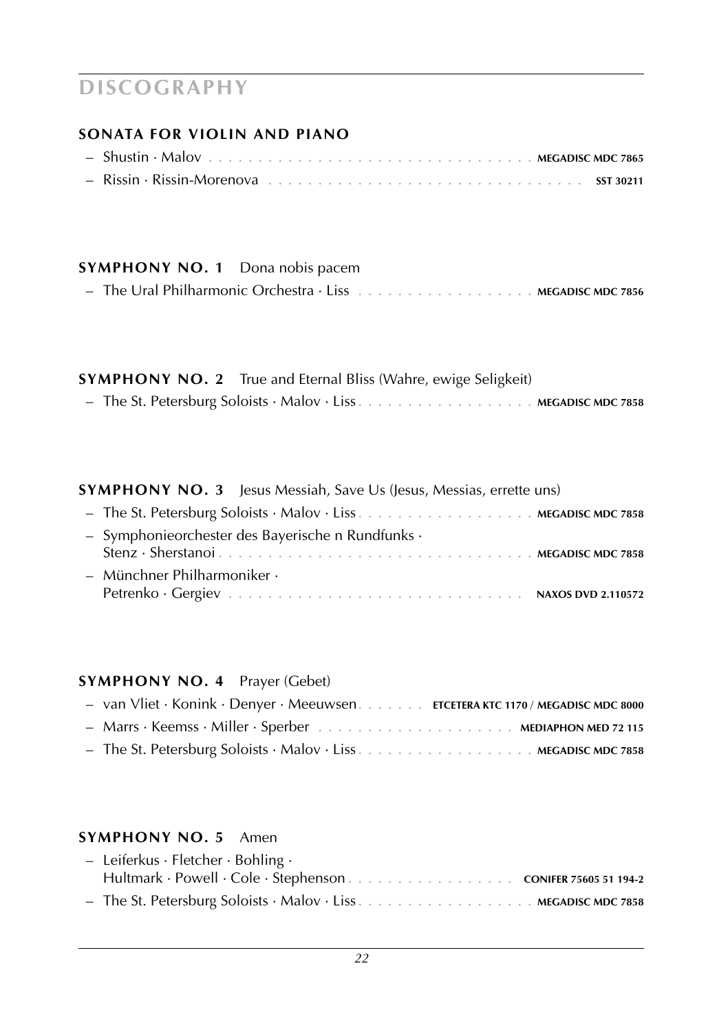# DISCOGRAPHY

## SONATA FOR VIOLIN AND PIANO

- Shustin · Malov . . . . . . . . . . . . . . . . . . . . . . . . . . . . . . . . . **MEGADISC MDC 7865**
- Rissin · Rissin-Morenova . . . . . . . . . . . . . . . . . . . . . . . . . . . . . . . . **SST 30211**

## SYMPHONY NO. 1 Dona nobis pacem

- The Ural Philharmonic Orchestra · Liss . . . . . . . . . . . . . . . . . . **MEGADISC MDC 7856**

## SYMPHONY NO. 2 True and Eternal Bliss (Wahre, ewige Seligkeit)

- The St. Petersburg Soloists · Malov · Liss . . . . . . . . . . . . . . . . . . **MEGADISC MDC 7858**

## SYMPHONY NO. 3 Jesus Messiah, Save Us (Jesus, Messias, errette uns)

- The St. Petersburg Soloists · Malov · Liss . . . . . . . . . . . . . . . . . . **MEGADISC MDC 7858**
- Symphonieorchester des Bayerische n Rundfunks · Stenz · Sherstanoi . . . . . . . . . . . . . . . . . . . . . . . . . . . . . . . **MEGADISC MDC 7858**
- Münchner Philharmoniker · Petrenko · Gergiev . . . . . . . . . . . . . . . . . . . . . . . . . . . . . . **NAXOS DVD 2.110572**

## SYMPHONY NO. 4 Prayer (Gebet)

- van Vliet · Konink · Denyer · Meeuwsen . . . . . . . **ETCETERA KTC 1170 / MEGADISC MDC 8000**
- Marrs · Keemss · Miller · Sperber . . . . . . . . . . . . . . . . . . . . **MEDIAPHON MED 72 115**
- The St. Petersburg Soloists · Malov · Liss . . . . . . . . . . . . . . . . . . **MEGADISC MDC 7858**

## SYMPHONY NO. 5 Amen

- Leiferkus · Fletcher · Bohling · Hultmark · Powell · Cole · Stephenson . . . . . . . . . . . . . . . . . **CONIFER 75605 51 194-2**
- The St. Petersburg Soloists · Malov · Liss . . . . . . . . . . . . . . . . . . **MEGADISC MDC 7858**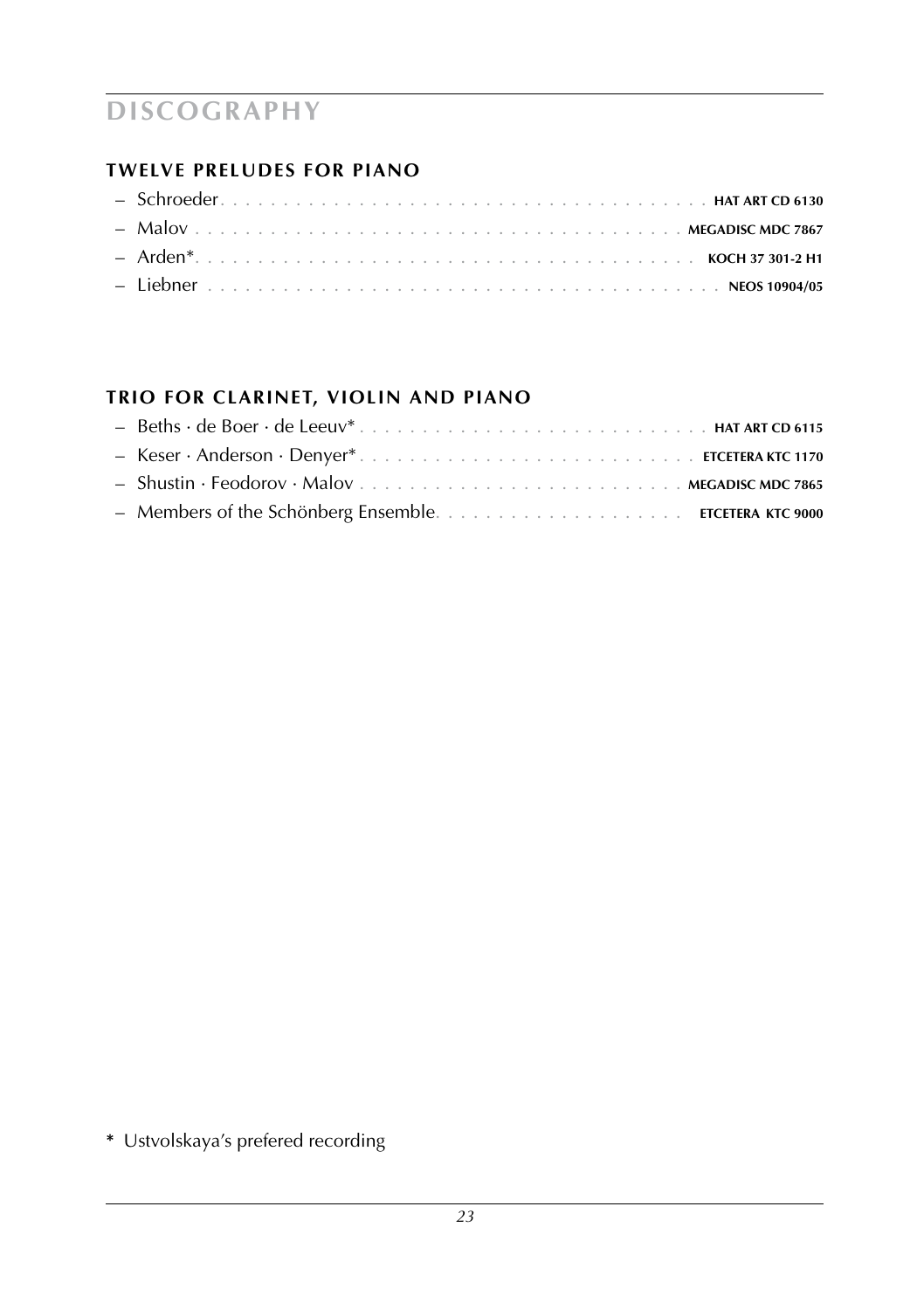# DISCOGRAPHY

## TWELVE PRELUDES FOR PIANO

- Schroeder . . . . . . . . . . . . . . . . . . . . . . . . . . . . . . . . . . . . . . . . **HAT ART CD 6130**
- Malov . . . . . . . . . . . . . . . . . . . . . . . . . . . . . . . . . . . . . . . . **MEGADISC MDC 7867**
- Arden* . . . . . . . . . . . . . . . . . . . . . . . . . . . . . . . . . . . . . . . . **KOCH 37 301-2 H1**
- Liebner . . . . . . . . . . . . . . . . . . . . . . . . . . . . . . . . . . . . . . . . **NEOS 10904/05**

## TRIO FOR CLARINET, VIOLIN AND PIANO

- Beths · de Boer · de Leeuv* . . . . . . . . . . . . . . . . . . . . . . . . . . . . **HAT ART CD 6115**
- Keser · Anderson · Denyer* . . . . . . . . . . . . . . . . . . . . . . . . . . . . **ETCETERA KTC 1170**
- Shustin · Feodorov · Malov . . . . . . . . . . . . . . . . . . . . . . . . . . . . **MEGADISC MDC 7865**
- Members of the Schönberg Ensemble . . . . . . . . . . . . . . . . . . . . . **ETCETERA KTC 9000**

**\*** Ustvolskaya's prefered recording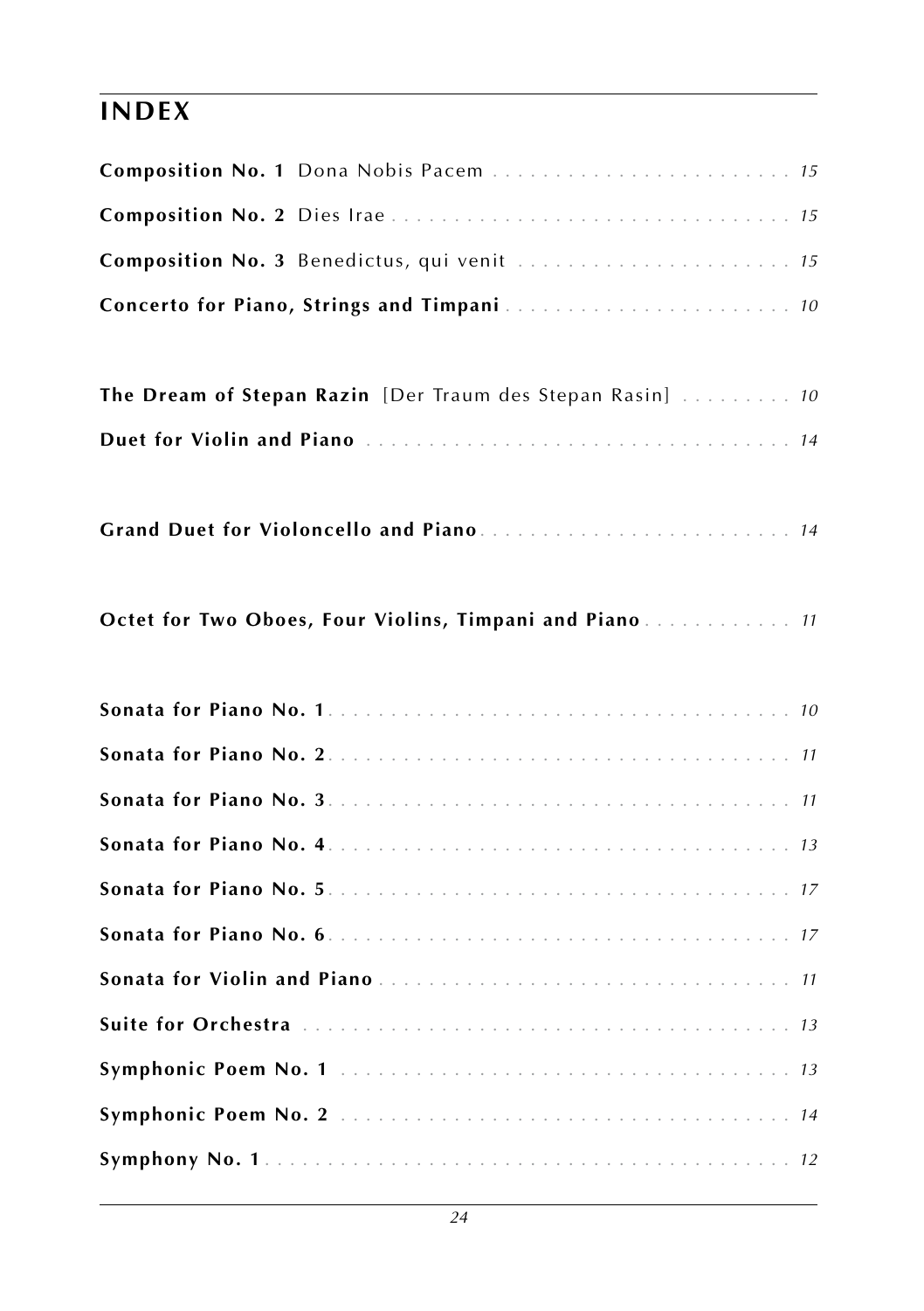## INDEX

**Composition No. 1** Dona Nobis Pacem . . . . . . . . . . . . . . . . . . . . . . . . *15*

**Composition No. 2** Dies Irae . . . . . . . . . . . . . . . . . . . . . . . . . . . . . . . . *15*

**Composition No. 3** Benedictus, qui venit . . . . . . . . . . . . . . . . . . . . . . *15*

**Concerto for Piano, Strings and Timpani** . . . . . . . . . . . . . . . . . . . . . . . *10*

**The Dream of Stepan Razin** [Der Traum des Stepan Rasin] . . . . . . . . . *10*

**Duet for Violin and Piano** . . . . . . . . . . . . . . . . . . . . . . . . . . . . . . . . . *14*

**Grand Duet for Violoncello and Piano** . . . . . . . . . . . . . . . . . . . . . . . . . *14*

**Octet for Two Oboes, Four Violins, Timpani and Piano** . . . . . . . . . . . . *11*

**Sonata for Piano No. 1** . . . . . . . . . . . . . . . . . . . . . . . . . . . . . . . . . . . *10*

**Sonata for Piano No. 2** . . . . . . . . . . . . . . . . . . . . . . . . . . . . . . . . . . . *11*

**Sonata for Piano No. 3** . . . . . . . . . . . . . . . . . . . . . . . . . . . . . . . . . . . *11*

**Sonata for Piano No. 4** . . . . . . . . . . . . . . . . . . . . . . . . . . . . . . . . . . . *13*

**Sonata for Piano No. 5** . . . . . . . . . . . . . . . . . . . . . . . . . . . . . . . . . . . *17*

**Sonata for Piano No. 6** . . . . . . . . . . . . . . . . . . . . . . . . . . . . . . . . . . . *17*

**Sonata for Violin and Piano** . . . . . . . . . . . . . . . . . . . . . . . . . . . . . . . . *11*

**Suite for Orchestra** . . . . . . . . . . . . . . . . . . . . . . . . . . . . . . . . . . . . . . *13*

**Symphonic Poem No. 1** . . . . . . . . . . . . . . . . . . . . . . . . . . . . . . . . . . . *13*

**Symphonic Poem No. 2** . . . . . . . . . . . . . . . . . . . . . . . . . . . . . . . . . . . *14*

**Symphony No. 1** . . . . . . . . . . . . . . . . . . . . . . . . . . . . . . . . . . . . . . . . *12*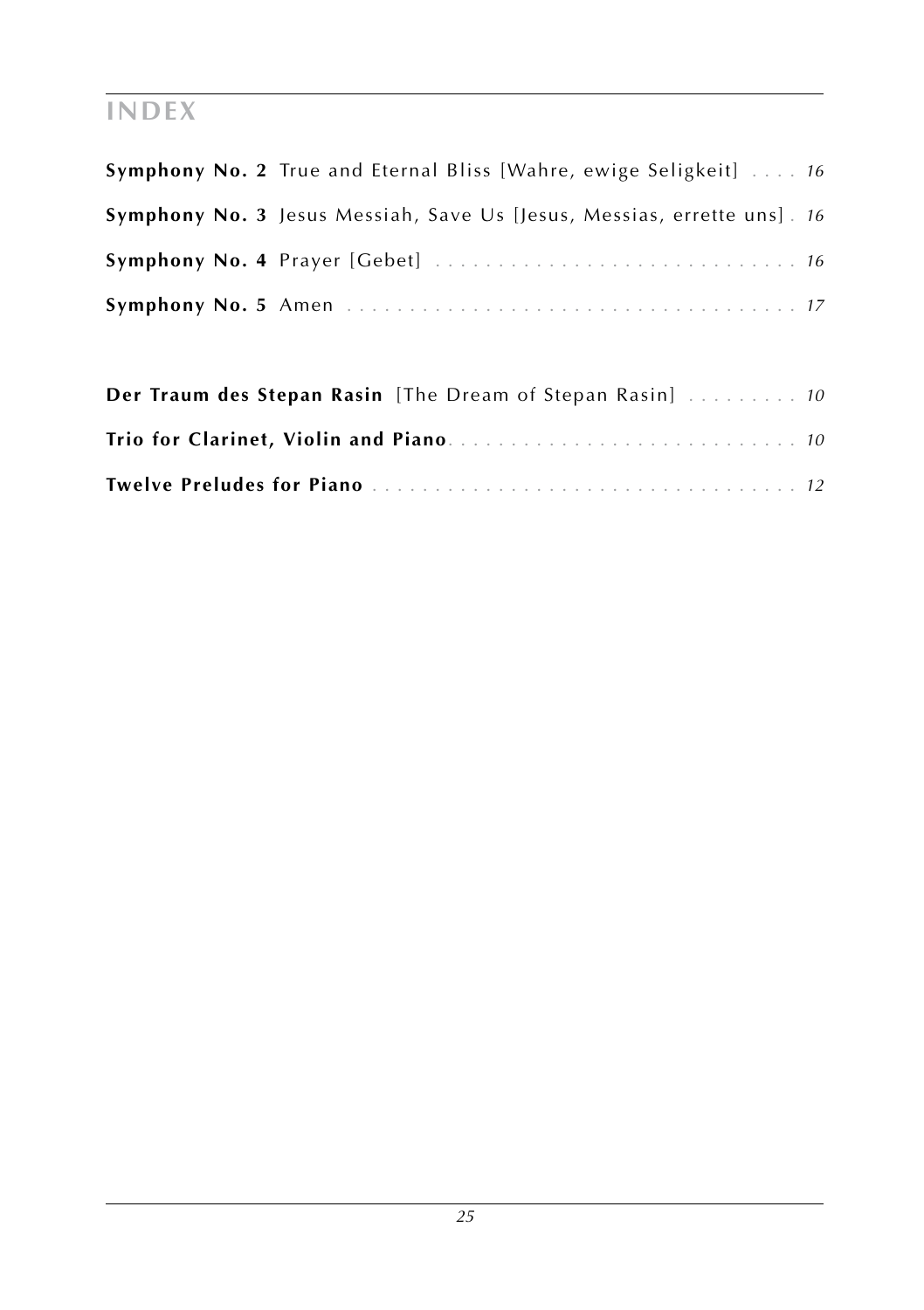# INDEX

**Symphony No. 2** True and Eternal Bliss [Wahre, ewige Seligkeit] . . . . *16*

**Symphony No. 3** Jesus Messiah, Save Us [Jesus, Messias, errette uns] . *16*

**Symphony No. 4** Prayer [Gebet] . . . . . . . . . . . . . . . . . . . . . . . . . . . . . *16*

**Symphony No. 5** Amen . . . . . . . . . . . . . . . . . . . . . . . . . . . . . . . . . . . . *17*

**Der Traum des Stepan Rasin** [The Dream of Stepan Rasin] . . . . . . . . . *10*

**Trio for Clarinet, Violin and Piano**. . . . . . . . . . . . . . . . . . . . . . . . . . . *10*

**Twelve Preludes for Piano** . . . . . . . . . . . . . . . . . . . . . . . . . . . . . . . . . *12*